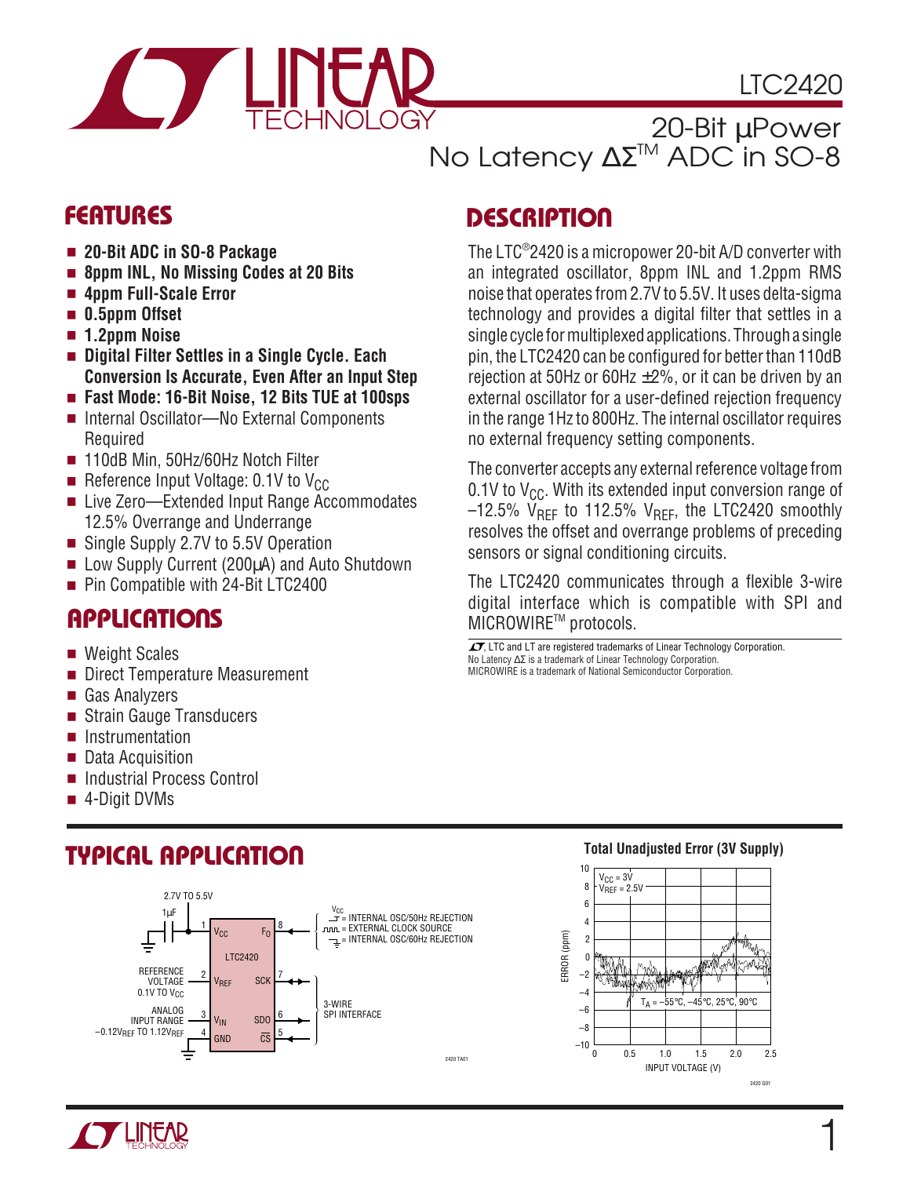# LTC2420

## 20-Bit µPower No Latency ΔΣ™ ADC in SO-8

## FEATURES

- **20-Bit ADC in SO-8 Package**
- **8ppm INL, No Missing Codes at 20 Bits**
- **4ppm Full-Scale Error**
- **0.5ppm Offset**
- **1.2ppm Noise**
- **Digital Filter Settles in a Single Cycle. Each Conversion Is Accurate, Even After an Input Step**
- **Fast Mode: 16-Bit Noise, 12 Bits TUE at 100sps**
- Internal Oscillator—No External Components Required
- 110dB Min, 50Hz/60Hz Notch Filter
- Reference Input Voltage: 0.1V to $V_{CC}$
- Live Zero—Extended Input Range Accommodates 12.5% Overrange and Underrange
- Single Supply 2.7V to 5.5V Operation
- Low Supply Current (200µA) and Auto Shutdown
- Pin Compatible with 24-Bit LTC2400

## APPLICATIONS

- Weight Scales
- Direct Temperature Measurement
- Gas Analyzers
- Strain Gauge Transducers
- Instrumentation
- Data Acquisition
- Industrial Process Control
- 4-Digit DVMs

## DESCRIPTION

The LTC®2420 is a micropower 20-bit A/D converter with an integrated oscillator, 8ppm INL and 1.2ppm RMS noise that operates from 2.7V to 5.5V. It uses delta-sigma technology and provides a digital filter that settles in a single cycle for multiplexed applications. Through a single pin, the LTC2420 can be configured for better than 110dB rejection at 50Hz or 60Hz ±2%, or it can be driven by an external oscillator for a user-defined rejection frequency in the range 1Hz to 800Hz. The internal oscillator requires no external frequency setting components.

The converter accepts any external reference voltage from 0.1V to $V_{CC}$. With its extended input conversion range of –12.5% $V_{REF}$ to 112.5% $V_{REF}$, the LTC2420 smoothly resolves the offset and overrange problems of preceding sensors or signal conditioning circuits.

The LTC2420 communicates through a flexible 3-wire digital interface which is compatible with SPI and MICROWIRE™ protocols.

LT, LTC and LT are registered trademarks of Linear Technology Corporation.
No Latency ΔΣ is a trademark of Linear Technology Corporation.
MICROWIRE is a trademark of National Semiconductor Corporation.

## TYPICAL APPLICATION

2.7V TO 5.5V, 1µF, pin 1 $V_{CC}$; pin 2 $V_{REF}$: REFERENCE VOLTAGE 0.1V TO $V_{CC}$; pin 3 $V_{IN}$: ANALOG INPUT RANGE $-0.12V_{REF}$ TO $1.12V_{REF}$; pin 4 GND; pin 8 $F_O$: $V_{CC}$ = INTERNAL OSC/50Hz REJECTION, = EXTERNAL CLOCK SOURCE, = INTERNAL OSC/60Hz REJECTION; pins 7 SCK, 6 SDO, 5 $\overline{CS}$: 3-WIRE SPI INTERFACE

**Total Unadjusted Error (3V Supply)**

$V_{CC}$ = 3V, $V_{REF}$ = 2.5V, $T_A$ = –55°C, –45°C, 25°C, 90°C. ERROR (ppm) vs INPUT VOLTAGE (V)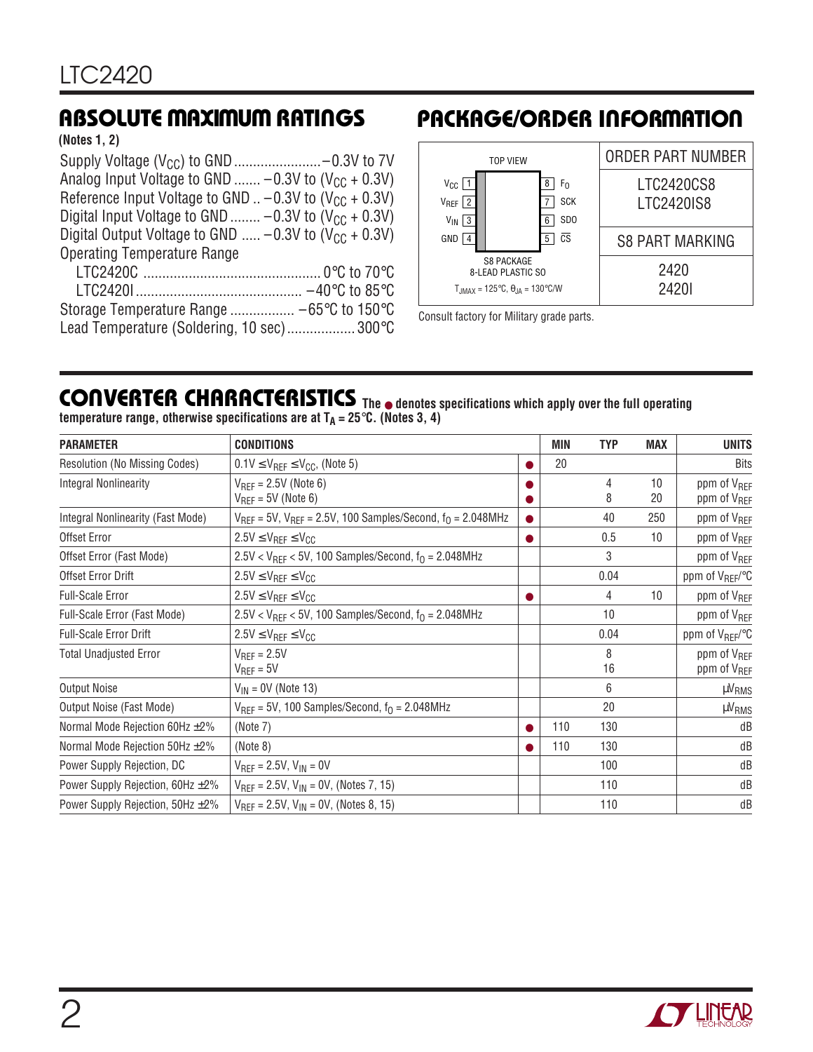## ABSOLUTE MAXIMUM RATINGS

**(Notes 1, 2)**

Supply Voltage ($V_{CC}$) to GND ....................... −0.3V to 7V
Analog Input Voltage to GND ....... −0.3V to ($V_{CC}$ + 0.3V)
Reference Input Voltage to GND .. −0.3V to ($V_{CC}$ + 0.3V)
Digital Input Voltage to GND ........ −0.3V to ($V_{CC}$ + 0.3V)
Digital Output Voltage to GND ..... −0.3V to ($V_{CC}$ + 0.3V)
Operating Temperature Range
  LTC2420C ............................................... 0°C to 70°C
  LTC2420I ............................................ −40°C to 85°C
Storage Temperature Range ................. −65°C to 150°C
Lead Temperature (Soldering, 10 sec) .................. 300°C

## PACKAGE/ORDER INFORMATION

TOP VIEW

| Pin | Name | Pin | Name |
|---|---|---|---|
| 1 | $V_{CC}$ | 8 | $F_O$ |
| 2 | $V_{REF}$ | 7 | SCK |
| 3 | $V_{IN}$ | 6 | SDO |
| 4 | GND | 5 | $\overline{CS}$ |

S8 PACKAGE
8-LEAD PLASTIC SO
$T_{JMAX}$ = 125°C, $\theta_{JA}$ = 130°C/W

| ORDER PART NUMBER | S8 PART MARKING |
|---|---|
| LTC2420CS8 | 2420 |
| LTC2420IS8 | 2420I |

Consult factory for Military grade parts.

## CONVERTER CHARACTERISTICS

The ● denotes specifications which apply over the full operating temperature range, otherwise specifications are at $T_A$ = 25°C. (Notes 3, 4)

| PARAMETER | CONDITIONS | | MIN | TYP | MAX | UNITS |
|---|---|---|---|---|---|---|
| Resolution (No Missing Codes) | 0.1V ≤ $V_{REF}$ ≤ $V_{CC}$, (Note 5) | ● | 20 | | | Bits |
| Integral Nonlinearity | $V_{REF}$ = 2.5V (Note 6)<br>$V_{REF}$ = 5V (Note 6) | ●<br>● | | 4<br>8 | 10<br>20 | ppm of $V_{REF}$<br>ppm of $V_{REF}$ |
| Integral Nonlinearity (Fast Mode) | $V_{REF}$ = 5V, $V_{REF}$ = 2.5V, 100 Samples/Second, $f_O$ = 2.048MHz | ● | | 40 | 250 | ppm of $V_{REF}$ |
| Offset Error | 2.5V ≤ $V_{REF}$ ≤ $V_{CC}$ | ● | | 0.5 | 10 | ppm of $V_{REF}$ |
| Offset Error (Fast Mode) | 2.5V < $V_{REF}$ < 5V, 100 Samples/Second, $f_O$ = 2.048MHz | | | 3 | | ppm of $V_{REF}$ |
| Offset Error Drift | 2.5V ≤ $V_{REF}$ ≤ $V_{CC}$ | | | 0.04 | | ppm of $V_{REF}$/°C |
| Full-Scale Error | 2.5V ≤ $V_{REF}$ ≤ $V_{CC}$ | ● | | 4 | 10 | ppm of $V_{REF}$ |
| Full-Scale Error (Fast Mode) | 2.5V < $V_{REF}$ < 5V, 100 Samples/Second, $f_O$ = 2.048MHz | | | 10 | | ppm of $V_{REF}$ |
| Full-Scale Error Drift | 2.5V ≤ $V_{REF}$ ≤ $V_{CC}$ | | | 0.04 | | ppm of $V_{REF}$/°C |
| Total Unadjusted Error | $V_{REF}$ = 2.5V<br>$V_{REF}$ = 5V | | | 8<br>16 | | ppm of $V_{REF}$<br>ppm of $V_{REF}$ |
| Output Noise | $V_{IN}$ = 0V (Note 13) | | | 6 | | µ$V_{RMS}$ |
| Output Noise (Fast Mode) | $V_{REF}$ = 5V, 100 Samples/Second, $f_O$ = 2.048MHz | | | 20 | | µ$V_{RMS}$ |
| Normal Mode Rejection 60Hz ±2% | (Note 7) | ● | 110 | 130 | | dB |
| Normal Mode Rejection 50Hz ±2% | (Note 8) | ● | 110 | 130 | | dB |
| Power Supply Rejection, DC | $V_{REF}$ = 2.5V, $V_{IN}$ = 0V | | | 100 | | dB |
| Power Supply Rejection, 60Hz ±2% | $V_{REF}$ = 2.5V, $V_{IN}$ = 0V, (Notes 7, 15) | | | 110 | | dB |
| Power Supply Rejection, 50Hz ±2% | $V_{REF}$ = 2.5V, $V_{IN}$ = 0V, (Notes 8, 15) | | | 110 | | dB |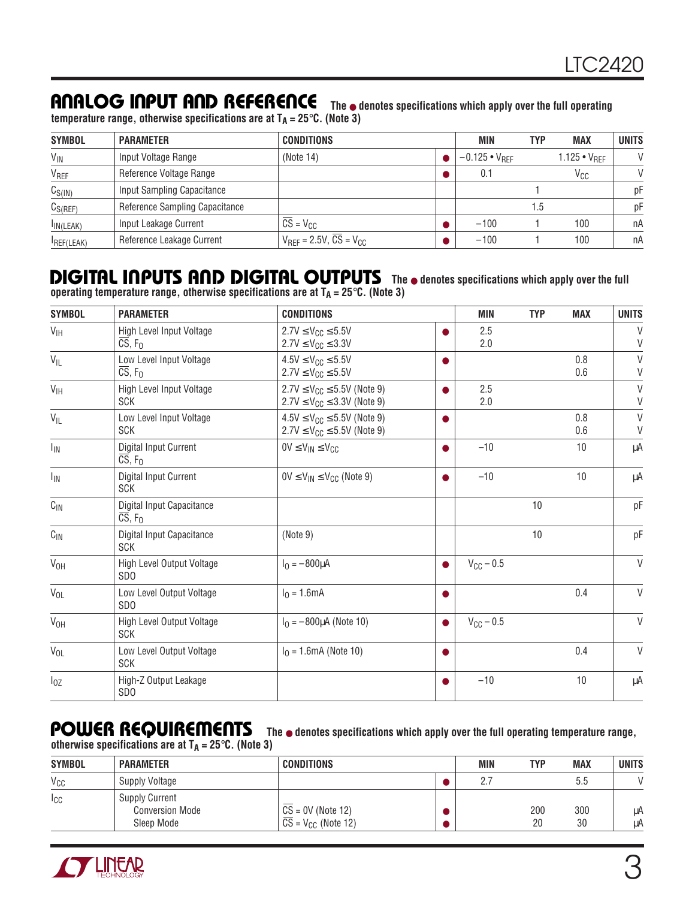## ANALOG INPUT AND REFERENCE

**The ● denotes specifications which apply over the full operating temperature range, otherwise specifications are at $T_A$ = 25°C. (Note 3)**

| SYMBOL | PARAMETER | CONDITIONS | | MIN | TYP | MAX | UNITS |
|---|---|---|---|---|---|---|---|
| $V_{IN}$ | Input Voltage Range | (Note 14) | ● | $-0.125 \bullet V_{REF}$ | | $1.125 \bullet V_{REF}$ | V |
| $V_{REF}$ | Reference Voltage Range | | ● | 0.1 | | $V_{CC}$ | V |
| $C_{S(IN)}$ | Input Sampling Capacitance | | | | 1 | | pF |
| $C_{S(REF)}$ | Reference Sampling Capacitance | | | | 1.5 | | pF |
| $I_{IN(LEAK)}$ | Input Leakage Current | $\overline{CS} = V_{CC}$ | ● | –100 | 1 | 100 | nA |
| $I_{REF(LEAK)}$ | Reference Leakage Current | $V_{REF}$ = 2.5V, $\overline{CS} = V_{CC}$ | ● | –100 | 1 | 100 | nA |

## DIGITAL INPUTS AND DIGITAL OUTPUTS

**The ● denotes specifications which apply over the full operating temperature range, otherwise specifications are at $T_A$ = 25°C. (Note 3)**

| SYMBOL | PARAMETER | CONDITIONS | | MIN | TYP | MAX | UNITS |
|---|---|---|---|---|---|---|---|
| $V_{IH}$ | High Level Input Voltage<br>$\overline{CS}$, $F_O$ | 2.7V ≤ $V_{CC}$ ≤ 5.5V<br>2.7V ≤ $V_{CC}$ ≤ 3.3V | ● | 2.5<br>2.0 | | | V<br>V |
| $V_{IL}$ | Low Level Input Voltage<br>$\overline{CS}$, $F_O$ | 4.5V ≤ $V_{CC}$ ≤ 5.5V<br>2.7V ≤ $V_{CC}$ ≤ 5.5V | ● | | | 0.8<br>0.6 | V<br>V |
| $V_{IH}$ | High Level Input Voltage<br>SCK | 2.7V ≤ $V_{CC}$ ≤ 5.5V (Note 9)<br>2.7V ≤ $V_{CC}$ ≤ 3.3V (Note 9) | ● | 2.5<br>2.0 | | | V<br>V |
| $V_{IL}$ | Low Level Input Voltage<br>SCK | 4.5V ≤ $V_{CC}$ ≤ 5.5V (Note 9)<br>2.7V ≤ $V_{CC}$ ≤ 5.5V (Note 9) | ● | | | 0.8<br>0.6 | V<br>V |
| $I_{IN}$ | Digital Input Current<br>$\overline{CS}$, $F_O$ | 0V ≤ $V_{IN}$ ≤ $V_{CC}$ | ● | –10 | | 10 | µA |
| $I_{IN}$ | Digital Input Current<br>SCK | 0V ≤ $V_{IN}$ ≤ $V_{CC}$ (Note 9) | ● | –10 | | 10 | µA |
| $C_{IN}$ | Digital Input Capacitance<br>$\overline{CS}$, $F_O$ | | | | 10 | | pF |
| $C_{IN}$ | Digital Input Capacitance<br>SCK | (Note 9) | | | 10 | | pF |
| $V_{OH}$ | High Level Output Voltage<br>SDO | $I_O$ = –800µA | ● | $V_{CC}$ – 0.5 | | | V |
| $V_{OL}$ | Low Level Output Voltage<br>SDO | $I_O$ = 1.6mA | ● | | | 0.4 | V |
| $V_{OH}$ | High Level Output Voltage<br>SCK | $I_O$ = –800µA (Note 10) | ● | $V_{CC}$ – 0.5 | | | V |
| $V_{OL}$ | Low Level Output Voltage<br>SCK | $I_O$ = 1.6mA (Note 10) | ● | | | 0.4 | V |
| $I_{OZ}$ | High-Z Output Leakage<br>SDO | | ● | –10 | | 10 | µA |

## POWER REQUIREMENTS

**The ● denotes specifications which apply over the full operating temperature range, otherwise specifications are at $T_A$ = 25°C. (Note 3)**

| SYMBOL | PARAMETER | CONDITIONS | | MIN | TYP | MAX | UNITS |
|---|---|---|---|---|---|---|---|
| $V_{CC}$ | Supply Voltage | | ● | 2.7 | | 5.5 | V |
| $I_{CC}$ | Supply Current<br>Conversion Mode<br>Sleep Mode | <br>$\overline{CS}$ = 0V (Note 12)<br>$\overline{CS} = V_{CC}$ (Note 12) | <br>●<br>● | | <br>200<br>20 | <br>300<br>30 | <br>µA<br>µA |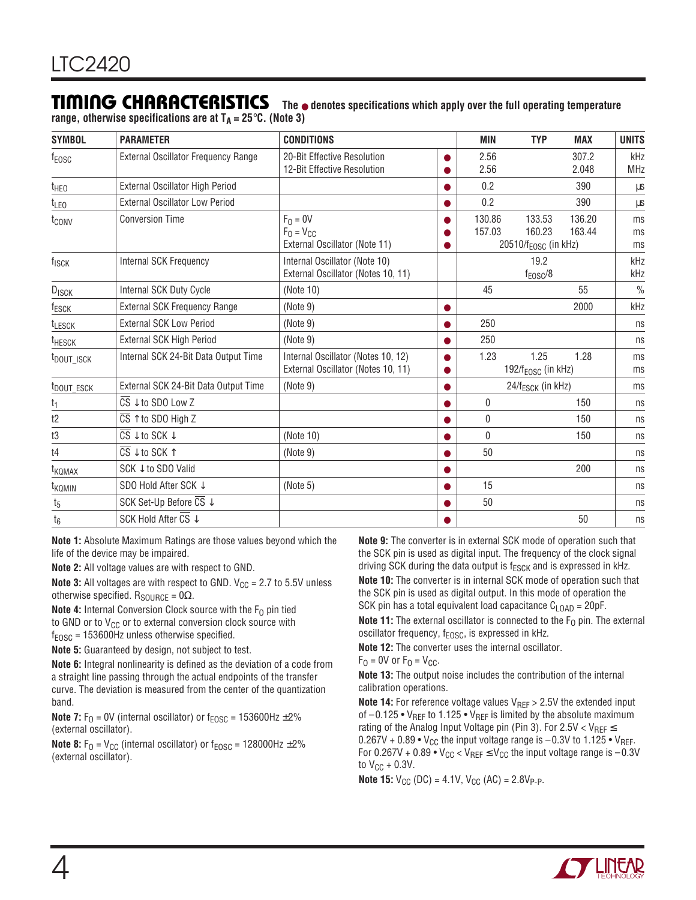## TIMING CHARACTERISTICS

The ● denotes specifications which apply over the full operating temperature range, otherwise specifications are at $T_A = 25°C$. (Note 3)

| SYMBOL | PARAMETER | CONDITIONS | | MIN | TYP | MAX | UNITS |
|---|---|---|---|---|---|---|---|
| $f_{EOSC}$ | External Oscillator Frequency Range | 20-Bit Effective Resolution<br>12-Bit Effective Resolution | ●<br>● | 2.56<br>2.56 | | 307.2<br>2.048 | kHz<br>MHz |
| $t_{HEO}$ | External Oscillator High Period | | ● | 0.2 | | 390 | µs |
| $t_{LEO}$ | External Oscillator Low Period | | ● | 0.2 | | 390 | µs |
| $t_{CONV}$ | Conversion Time | $F_O = 0V$<br>$F_O = V_{CC}$<br>External Oscillator (Note 11) | ●<br>●<br>● | 130.86<br>157.03 | 133.53<br>160.23<br>$20510/f_{EOSC}$ (in kHz) | 136.20<br>163.44 | ms<br>ms<br>ms |
| $f_{ISCK}$ | Internal SCK Frequency | Internal Oscillator (Note 10)<br>External Oscillator (Notes 10, 11) | | | 19.2<br>$f_{EOSC}/8$ | | kHz<br>kHz |
| $D_{ISCK}$ | Internal SCK Duty Cycle | (Note 10) | | 45 | | 55 | % |
| $f_{ESCK}$ | External SCK Frequency Range | (Note 9) | ● | | | 2000 | kHz |
| $t_{LESCK}$ | External SCK Low Period | (Note 9) | ● | 250 | | | ns |
| $t_{HESCK}$ | External SCK High Period | (Note 9) | ● | 250 | | | ns |
| $t_{DOUT\_ISCK}$ | Internal SCK 24-Bit Data Output Time | Internal Oscillator (Notes 10, 12)<br>External Oscillator (Notes 10, 11) | ●<br>● | 1.23 | 1.25<br>$192/f_{EOSC}$ (in kHz) | 1.28 | ms<br>ms |
| $t_{DOUT\_ESCK}$ | External SCK 24-Bit Data Output Time | (Note 9) | ● | | $24/f_{ESCK}$ (in kHz) | | ms |
| $t_1$ | $\overline{CS}$ ↓ to SDO Low Z | | ● | 0 | | 150 | ns |
| t2 | $\overline{CS}$ ↑ to SDO High Z | | ● | 0 | | 150 | ns |
| t3 | $\overline{CS}$ ↓ to SCK ↓ | (Note 10) | ● | 0 | | 150 | ns |
| t4 | $\overline{CS}$ ↓ to SCK ↑ | (Note 9) | ● | 50 | | | ns |
| $t_{KQMAX}$ | SCK ↓ to SDO Valid | | ● | | | 200 | ns |
| $t_{KQMIN}$ | SDO Hold After SCK ↓ | (Note 5) | ● | 15 | | | ns |
| $t_5$ | SCK Set-Up Before $\overline{CS}$ ↓ | | ● | 50 | | | ns |
| $t_6$ | SCK Hold After $\overline{CS}$ ↓ | | ● | | | 50 | ns |

**Note 1:** Absolute Maximum Ratings are those values beyond which the life of the device may be impaired.

**Note 2:** All voltage values are with respect to GND.

**Note 3:** All voltages are with respect to GND. $V_{CC}$ = 2.7 to 5.5V unless otherwise specified. $R_{SOURCE} = 0\Omega$.

**Note 4:** Internal Conversion Clock source with the $F_O$ pin tied to GND or to $V_{CC}$ or to external conversion clock source with $f_{EOSC}$ = 153600Hz unless otherwise specified.

**Note 5:** Guaranteed by design, not subject to test.

**Note 6:** Integral nonlinearity is defined as the deviation of a code from a straight line passing through the actual endpoints of the transfer curve. The deviation is measured from the center of the quantization band.

**Note 7:** $F_O$ = 0V (internal oscillator) or $f_{EOSC}$ = 153600Hz ±2% (external oscillator).

**Note 8:** $F_O = V_{CC}$ (internal oscillator) or $f_{EOSC}$ = 128000Hz ±2% (external oscillator).

**Note 9:** The converter is in external SCK mode of operation such that the SCK pin is used as digital input. The frequency of the clock signal driving SCK during the data output is $f_{ESCK}$ and is expressed in kHz.

**Note 10:** The converter is in internal SCK mode of operation such that the SCK pin is used as digital output. In this mode of operation the SCK pin has a total equivalent load capacitance $C_{LOAD}$ = 20pF.

**Note 11:** The external oscillator is connected to the $F_O$ pin. The external oscillator frequency, $f_{EOSC}$, is expressed in kHz.

**Note 12:** The converter uses the internal oscillator. $F_O$ = 0V or $F_O = V_{CC}$.

**Note 13:** The output noise includes the contribution of the internal calibration operations.

**Note 14:** For reference voltage values $V_{REF}$ > 2.5V the extended input of $-0.125 \cdot V_{REF}$ to $1.125 \cdot V_{REF}$ is limited by the absolute maximum rating of the Analog Input Voltage pin (Pin 3). For $2.5V < V_{REF} \leq 0.267V + 0.89 \cdot V_{CC}$ the input voltage range is $-0.3V$ to $1.125 \cdot V_{REF}$. For $0.267V + 0.89 \cdot V_{CC} < V_{REF} \leq V_{CC}$ the input voltage range is $-0.3V$ to $V_{CC} + 0.3V$.

**Note 15:** $V_{CC}$ (DC) = 4.1V, $V_{CC}$ (AC) = $2.8V_{P-P}$.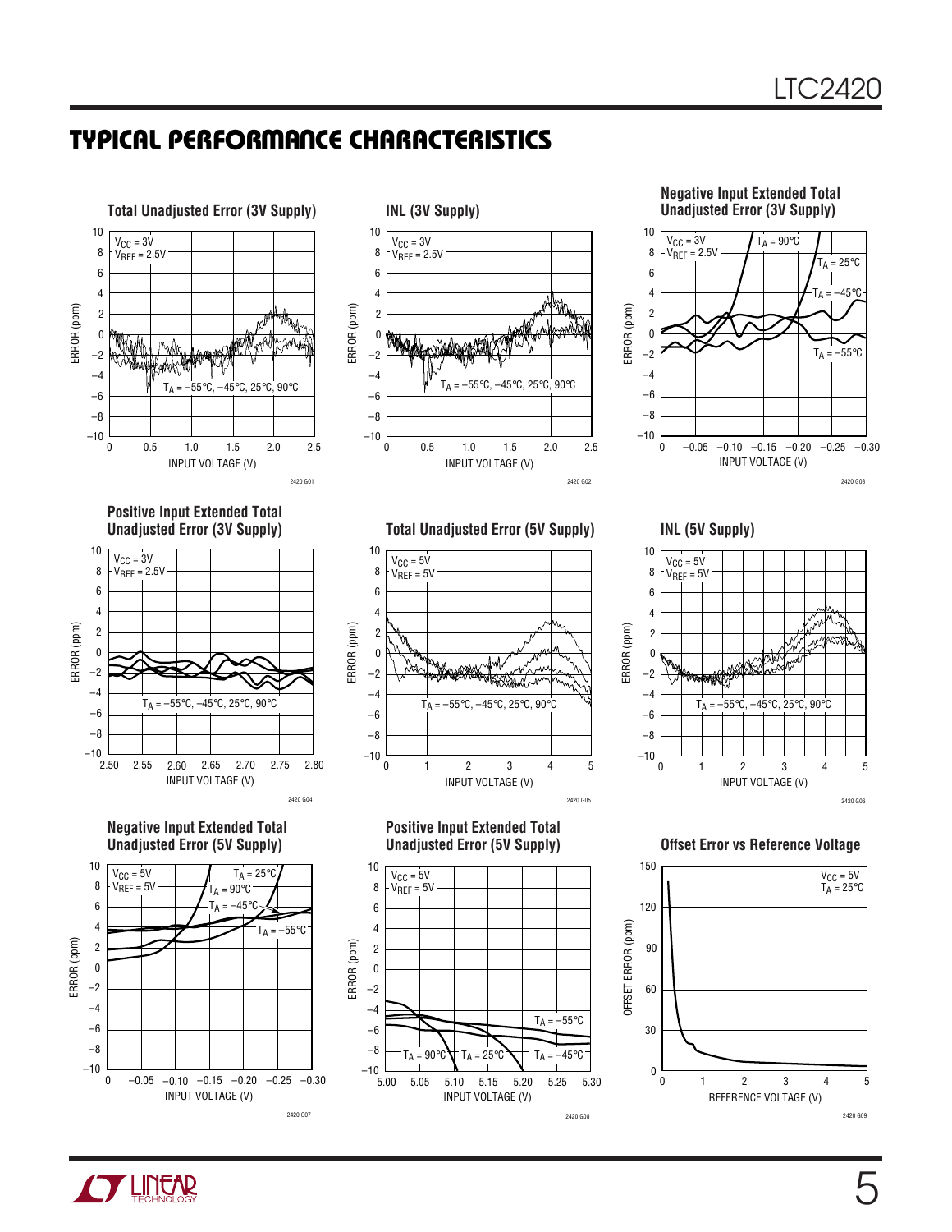## TYPICAL PERFORMANCE CHARACTERISTICS

**Total Unadjusted Error (3V Supply)**

$V_{CC}$ = 3V
$V_{REF}$ = 2.5V
$T_A$ = –55°C, –45°C, 25°C, 90°C

ERROR (ppm) vs INPUT VOLTAGE (V)

2420 G01

**INL (3V Supply)**

$V_{CC}$ = 3V
$V_{REF}$ = 2.5V
$T_A$ = –55°C, –45°C, 25°C, 90°C

ERROR (ppm) vs INPUT VOLTAGE (V)

2420 G02

**Negative Input Extended Total Unadjusted Error (3V Supply)**

$V_{CC}$ = 3V
$V_{REF}$ = 2.5V
$T_A$ = 90°C, $T_A$ = 25°C, $T_A$ = –45°C, $T_A$ = –55°C

ERROR (ppm) vs INPUT VOLTAGE (V)

2420 G03

**Positive Input Extended Total Unadjusted Error (3V Supply)**

$V_{CC}$ = 3V
$V_{REF}$ = 2.5V
$T_A$ = –55°C, –45°C, 25°C, 90°C

ERROR (ppm) vs INPUT VOLTAGE (V)

2420 G04

**Total Unadjusted Error (5V Supply)**

$V_{CC}$ = 5V
$V_{REF}$ = 5V
$T_A$ = –55°C, –45°C, 25°C, 90°C

ERROR (ppm) vs INPUT VOLTAGE (V)

2420 G05

**INL (5V Supply)**

$V_{CC}$ = 5V
$V_{REF}$ = 5V
$T_A$ = –55°C, –45°C, 25°C, 90°C

ERROR (ppm) vs INPUT VOLTAGE (V)

2420 G06

**Negative Input Extended Total Unadjusted Error (5V Supply)**

$V_{CC}$ = 5V
$V_{REF}$ = 5V
$T_A$ = 25°C, $T_A$ = 90°C, $T_A$ = –45°C, $T_A$ = –55°C

ERROR (ppm) vs INPUT VOLTAGE (V)

2420 G07

**Positive Input Extended Total Unadjusted Error (5V Supply)**

$V_{CC}$ = 5V
$V_{REF}$ = 5V
$T_A$ = 90°C, $T_A$ = 25°C, $T_A$ = –55°C, $T_A$ = –45°C

ERROR (ppm) vs INPUT VOLTAGE (V)

2420 G08

**Offset Error vs Reference Voltage**

$V_{CC}$ = 5V
$T_A$ = 25°C

OFFSET ERROR (ppm) vs REFERENCE VOLTAGE (V)

2420 G09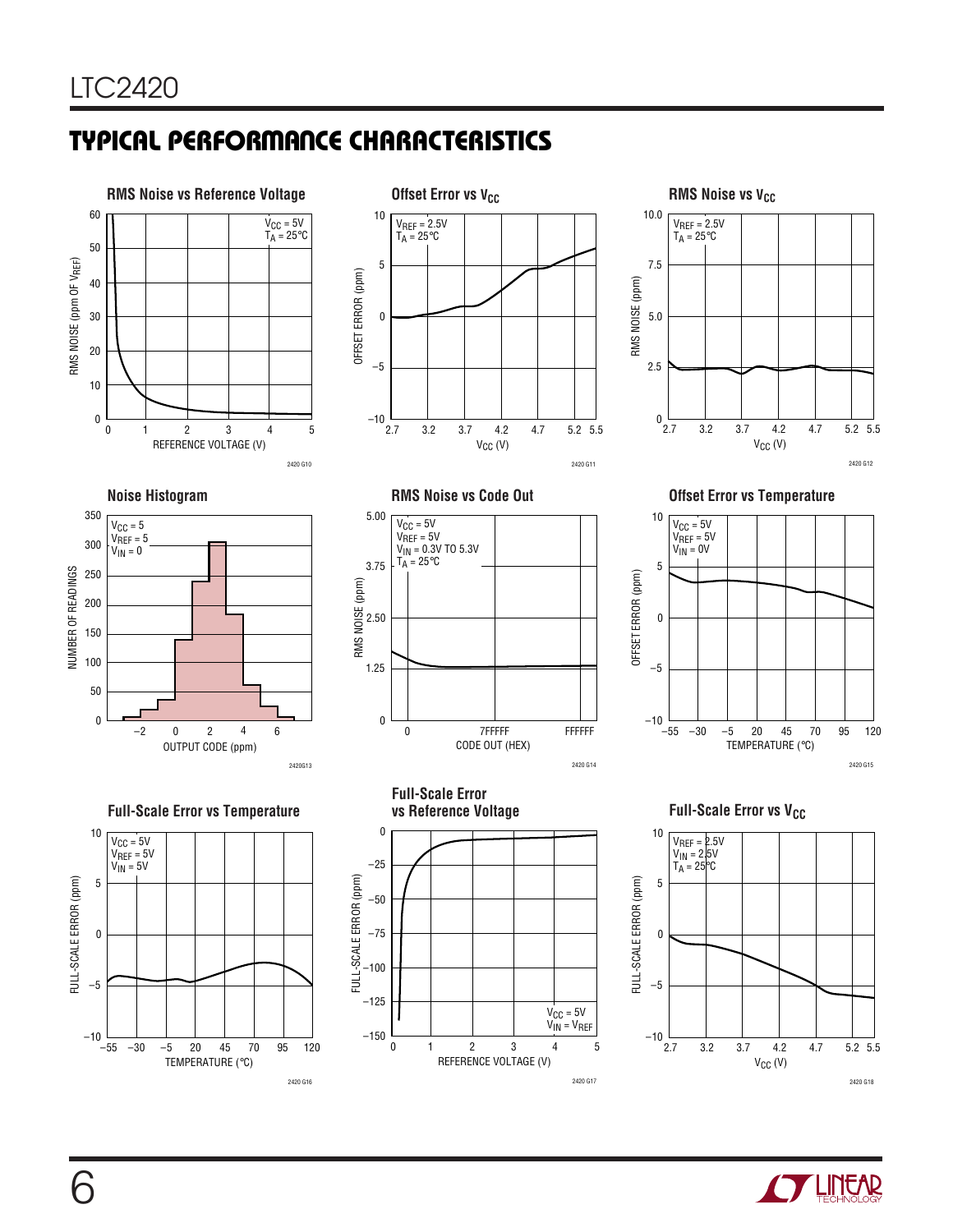## TYPICAL PERFORMANCE CHARACTERISTICS

**RMS Noise vs Reference Voltage**

$V_{CC} = 5V$
$T_A = 25°C$

RMS NOISE (ppm OF $V_{REF}$)

REFERENCE VOLTAGE (V)

2420 G10

**Offset Error vs $V_{CC}$**

$V_{REF} = 2.5V$
$T_A = 25°C$

OFFSET ERROR (ppm)

$V_{CC}$ (V)

2420 G11

**RMS Noise vs $V_{CC}$**

$V_{REF} = 2.5V$
$T_A = 25°C$

RMS NOISE (ppm)

$V_{CC}$ (V)

2420 G12

**Noise Histogram**

$V_{CC} = 5$
$V_{REF} = 5$
$V_{IN} = 0$

NUMBER OF READINGS

OUTPUT CODE (ppm)

2420G13

**RMS Noise vs Code Out**

$V_{CC} = 5V$
$V_{REF} = 5V$
$V_{IN}$ = 0.3V TO 5.3V
$T_A = 25°C$

RMS NOISE (ppm)

CODE OUT (HEX)

2420 G14

**Offset Error vs Temperature**

$V_{CC} = 5V$
$V_{REF} = 5V$
$V_{IN} = 0V$

OFFSET ERROR (ppm)

TEMPERATURE (°C)

2420 G15

**Full-Scale Error vs Temperature**

$V_{CC} = 5V$
$V_{REF} = 5V$
$V_{IN} = 5V$

FULL-SCALE ERROR (ppm)

TEMPERATURE (°C)

2420 G16

**Full-Scale Error vs Reference Voltage**

$V_{CC} = 5V$
$V_{IN} = V_{REF}$

FULL-SCALE ERROR (ppm)

REFERENCE VOLTAGE (V)

2420 G17

**Full-Scale Error vs $V_{CC}$**

$V_{REF} = 2.5V$
$V_{IN} = 2.5V$
$T_A = 25°C$

FULL-SCALE ERROR (ppm)

$V_{CC}$ (V)

2420 G18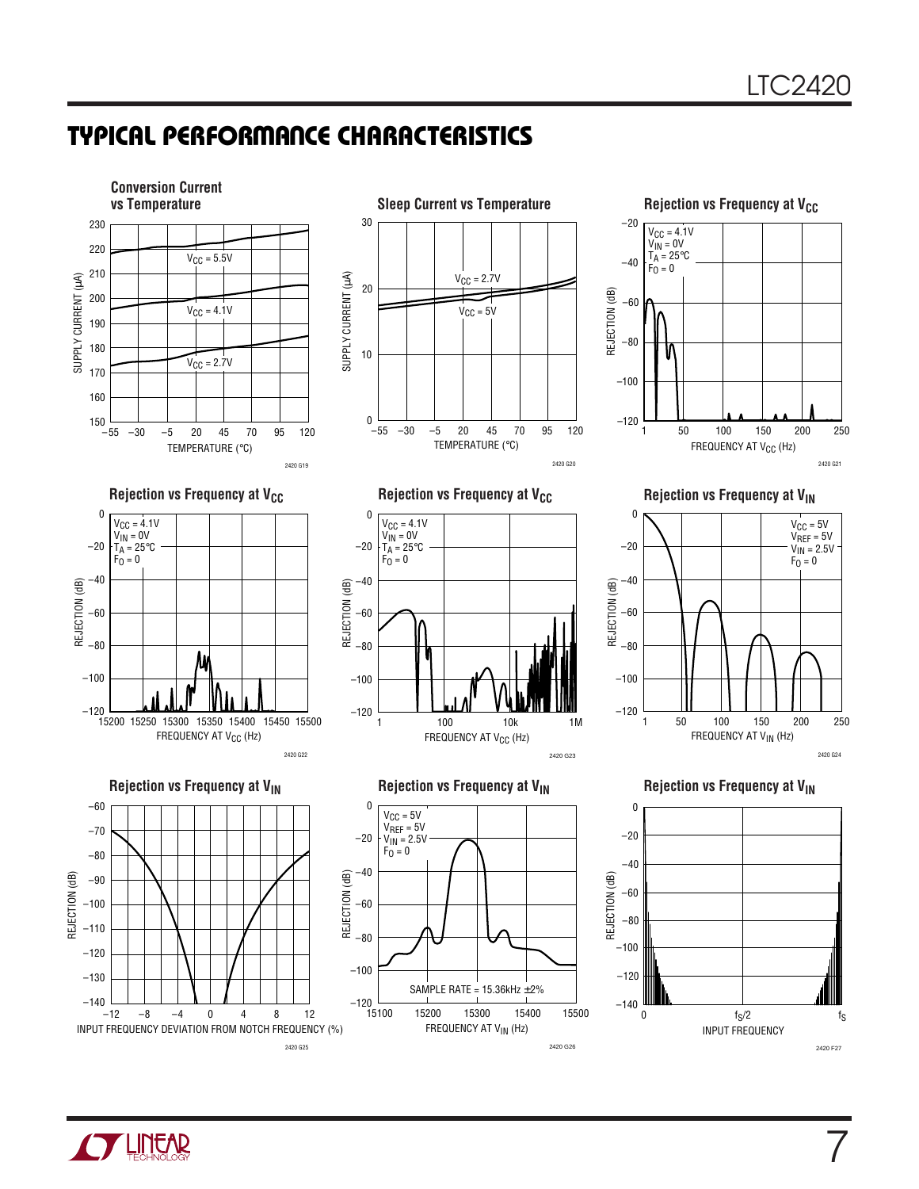## TYPICAL PERFORMANCE CHARACTERISTICS

**Conversion Current vs Temperature**

SUPPLY CURRENT (µA) vs TEMPERATURE (°C); $V_{CC}$ = 5.5V, $V_{CC}$ = 4.1V, $V_{CC}$ = 2.7V

2420 G19

**Sleep Current vs Temperature**

SUPPLY CURRENT (µA) vs TEMPERATURE (°C); $V_{CC}$ = 2.7V, $V_{CC}$ = 5V

2420 G20

**Rejection vs Frequency at $V_{CC}$**

$V_{CC}$ = 4.1V, $V_{IN}$ = 0V, $T_A$ = 25°C, $F_O$ = 0

REJECTION (dB) vs FREQUENCY AT $V_{CC}$ (Hz)

2420 G21

**Rejection vs Frequency at $V_{CC}$**

$V_{CC}$ = 4.1V, $V_{IN}$ = 0V, $T_A$ = 25°C, $F_O$ = 0

REJECTION (dB) vs FREQUENCY AT $V_{CC}$ (Hz)

2420 G22

**Rejection vs Frequency at $V_{CC}$**

$V_{CC}$ = 4.1V, $V_{IN}$ = 0V, $T_A$ = 25°C, $F_O$ = 0

REJECTION (dB) vs FREQUENCY AT $V_{CC}$ (Hz)

2420 G23

**Rejection vs Frequency at $V_{IN}$**

$V_{CC}$ = 5V, $V_{REF}$ = 5V, $V_{IN}$ = 2.5V, $F_O$ = 0

REJECTION (dB) vs FREQUENCY AT $V_{IN}$ (Hz)

2420 G24

**Rejection vs Frequency at $V_{IN}$**

REJECTION (dB) vs INPUT FREQUENCY DEVIATION FROM NOTCH FREQUENCY (%)

2420 G25

**Rejection vs Frequency at $V_{IN}$**

$V_{CC}$ = 5V, $V_{REF}$ = 5V, $V_{IN}$ = 2.5V, $F_O$ = 0

SAMPLE RATE = 15.36kHz ±2%

REJECTION (dB) vs FREQUENCY AT $V_{IN}$ (Hz)

2420 G26

**Rejection vs Frequency at $V_{IN}$**

REJECTION (dB) vs INPUT FREQUENCY (0, $f_S/2$, $f_S$)

2420 F27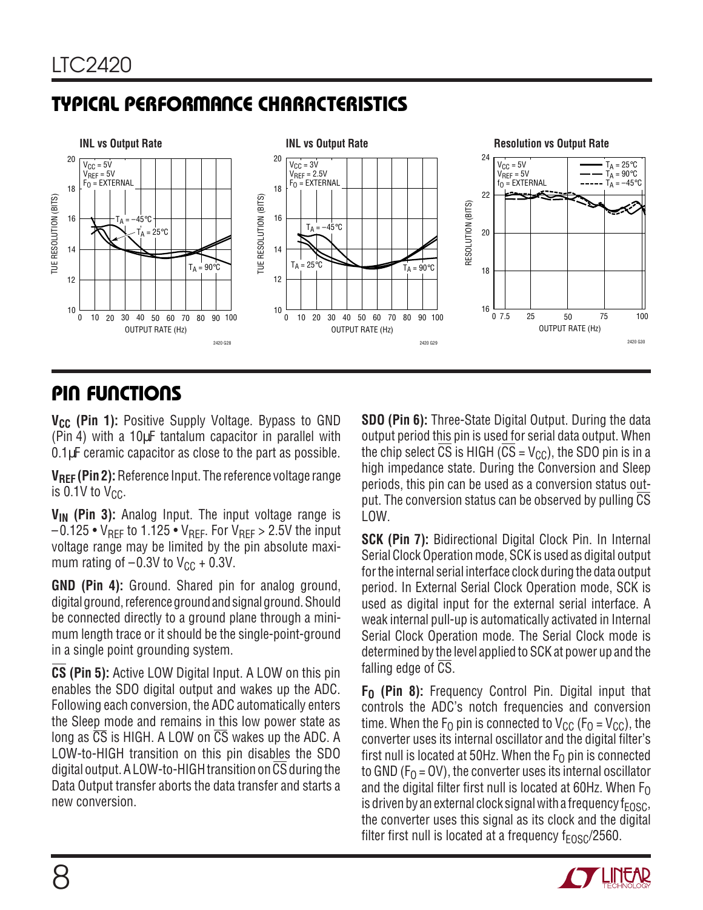## TYPICAL PERFORMANCE CHARACTERISTICS

**INL vs Output Rate**

**INL vs Output Rate**

**Resolution vs Output Rate**

## PIN FUNCTIONS

**$V_{CC}$ (Pin 1):** Positive Supply Voltage. Bypass to GND (Pin 4) with a 10µF tantalum capacitor in parallel with 0.1µF ceramic capacitor as close to the part as possible.

**$V_{REF}$ (Pin 2):** Reference Input. The reference voltage range is 0.1V to $V_{CC}$.

**$V_{IN}$ (Pin 3):** Analog Input. The input voltage range is $-0.125 \cdot V_{REF}$ to $1.125 \cdot V_{REF}$. For $V_{REF} > 2.5V$ the input voltage range may be limited by the pin absolute maximum rating of $-0.3V$ to $V_{CC} + 0.3V$.

**GND (Pin 4):** Ground. Shared pin for analog ground, digital ground, reference ground and signal ground. Should be connected directly to a ground plane through a minimum length trace or it should be the single-point-ground in a single point grounding system.

**$\overline{CS}$ (Pin 5):** Active LOW Digital Input. A LOW on this pin enables the SDO digital output and wakes up the ADC. Following each conversion, the ADC automatically enters the Sleep mode and remains in this low power state as long as $\overline{CS}$ is HIGH. A LOW on $\overline{CS}$ wakes up the ADC. A LOW-to-HIGH transition on this pin disables the SDO digital output. A LOW-to-HIGH transition on $\overline{CS}$ during the Data Output transfer aborts the data transfer and starts a new conversion.

**SDO (Pin 6):** Three-State Digital Output. During the data output period this pin is used for serial data output. When the chip select $\overline{CS}$ is HIGH ($\overline{CS} = V_{CC}$), the SDO pin is in a high impedance state. During the Conversion and Sleep periods, this pin can be used as a conversion status output. The conversion status can be observed by pulling $\overline{CS}$ LOW.

**SCK (Pin 7):** Bidirectional Digital Clock Pin. In Internal Serial Clock Operation mode, SCK is used as digital output for the internal serial interface clock during the data output period. In External Serial Clock Operation mode, SCK is used as digital input for the external serial interface. A weak internal pull-up is automatically activated in Internal Serial Clock Operation mode. The Serial Clock mode is determined by the level applied to SCK at power up and the falling edge of $\overline{CS}$.

**$F_O$ (Pin 8):** Frequency Control Pin. Digital input that controls the ADC's notch frequencies and conversion time. When the $F_O$ pin is connected to $V_{CC}$ ($F_O = V_{CC}$), the converter uses its internal oscillator and the digital filter's first null is located at 50Hz. When the $F_O$ pin is connected to GND ($F_O = 0V$), the converter uses its internal oscillator and the digital filter first null is located at 60Hz. When $F_O$ is driven by an external clock signal with a frequency $f_{EOSC}$, the converter uses this signal as its clock and the digital filter first null is located at a frequency $f_{EOSC}/2560$.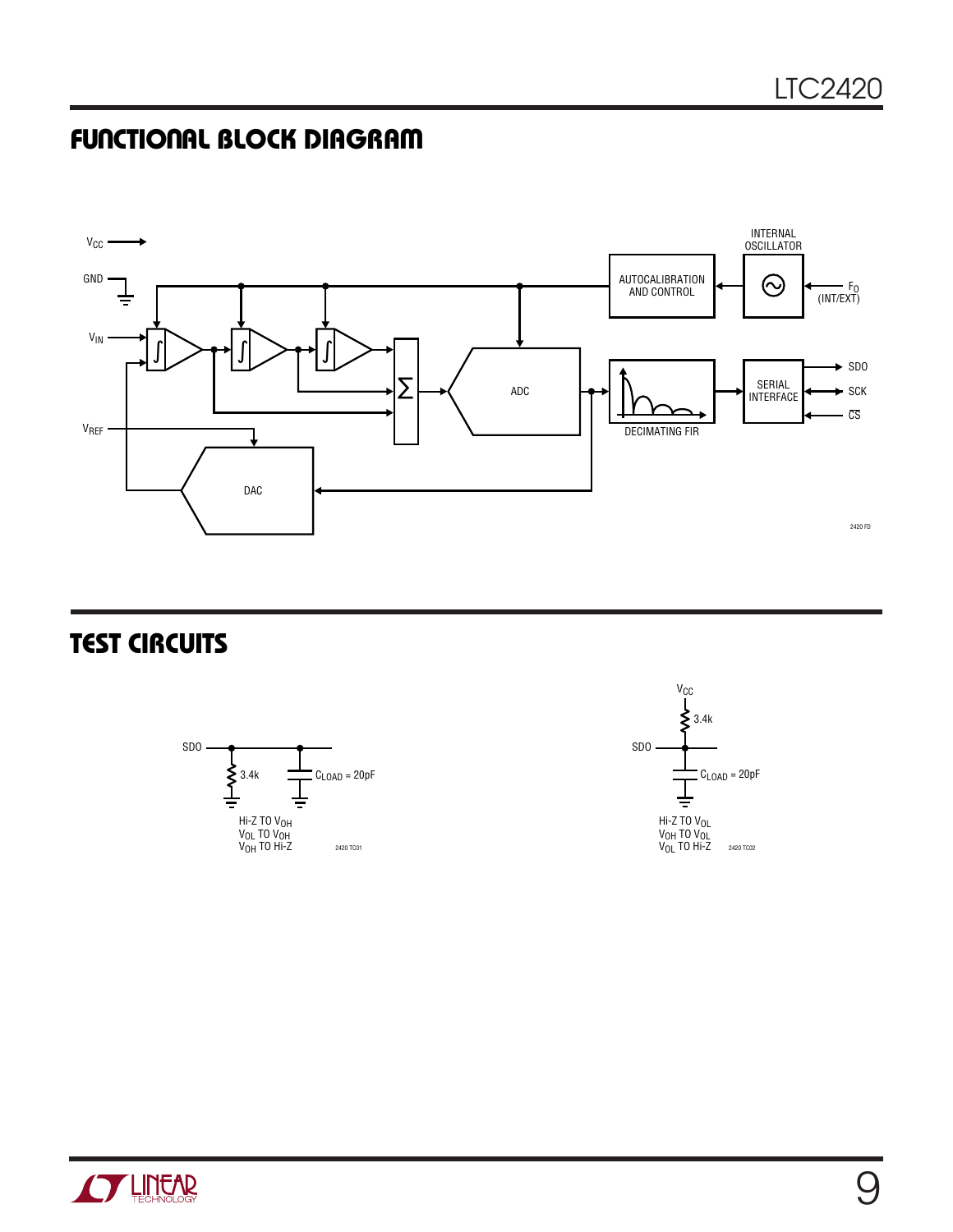## FUNCTIONAL BLOCK DIAGRAM

## TEST CIRCUITS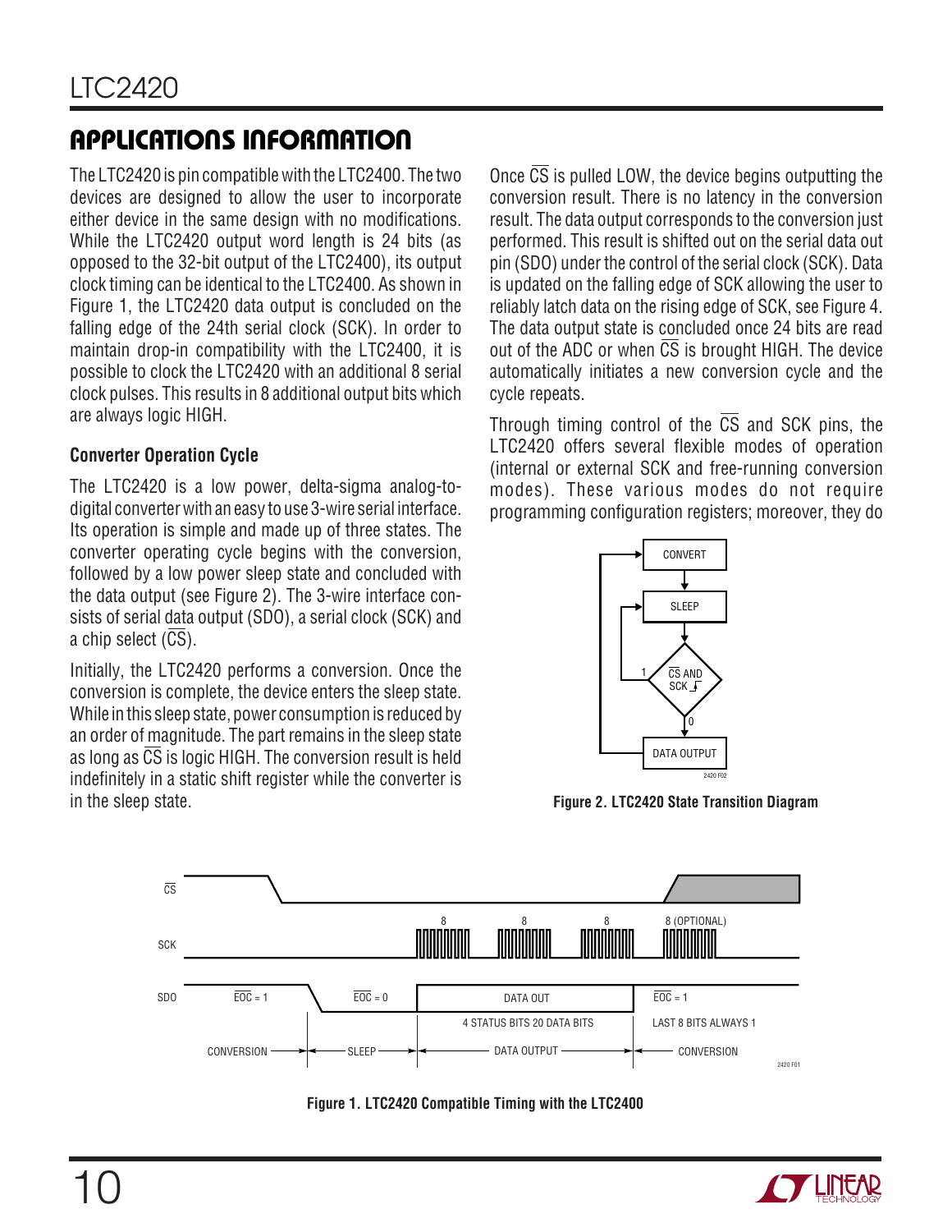## APPLICATIONS INFORMATION

The LTC2420 is pin compatible with the LTC2400. The two devices are designed to allow the user to incorporate either device in the same design with no modifications. While the LTC2420 output word length is 24 bits (as opposed to the 32-bit output of the LTC2400), its output clock timing can be identical to the LTC2400. As shown in Figure 1, the LTC2420 data output is concluded on the falling edge of the 24th serial clock (SCK). In order to maintain drop-in compatibility with the LTC2400, it is possible to clock the LTC2420 with an additional 8 serial clock pulses. This results in 8 additional output bits which are always logic HIGH.

### Converter Operation Cycle

The LTC2420 is a low power, delta-sigma analog-to-digital converter with an easy to use 3-wire serial interface. Its operation is simple and made up of three states. The converter operating cycle begins with the conversion, followed by a low power sleep state and concluded with the data output (see Figure 2). The 3-wire interface consists of serial data output (SDO), a serial clock (SCK) and a chip select ($\overline{CS}$).

Initially, the LTC2420 performs a conversion. Once the conversion is complete, the device enters the sleep state. While in this sleep state, power consumption is reduced by an order of magnitude. The part remains in the sleep state as long as $\overline{CS}$ is logic HIGH. The conversion result is held indefinitely in a static shift register while the converter is in the sleep state.

Once $\overline{CS}$ is pulled LOW, the device begins outputting the conversion result. There is no latency in the conversion result. The data output corresponds to the conversion just performed. This result is shifted out on the serial data out pin (SDO) under the control of the serial clock (SCK). Data is updated on the falling edge of SCK allowing the user to reliably latch data on the rising edge of SCK, see Figure 4. The data output state is concluded once 24 bits are read out of the ADC or when $\overline{CS}$ is brought HIGH. The device automatically initiates a new conversion cycle and the cycle repeats.

Through timing control of the $\overline{CS}$ and SCK pins, the LTC2420 offers several flexible modes of operation (internal or external SCK and free-running conversion modes). These various modes do not require programming configuration registers; moreover, they do

Figure 2. LTC2420 State Transition Diagram

Figure 1. LTC2420 Compatible Timing with the LTC2400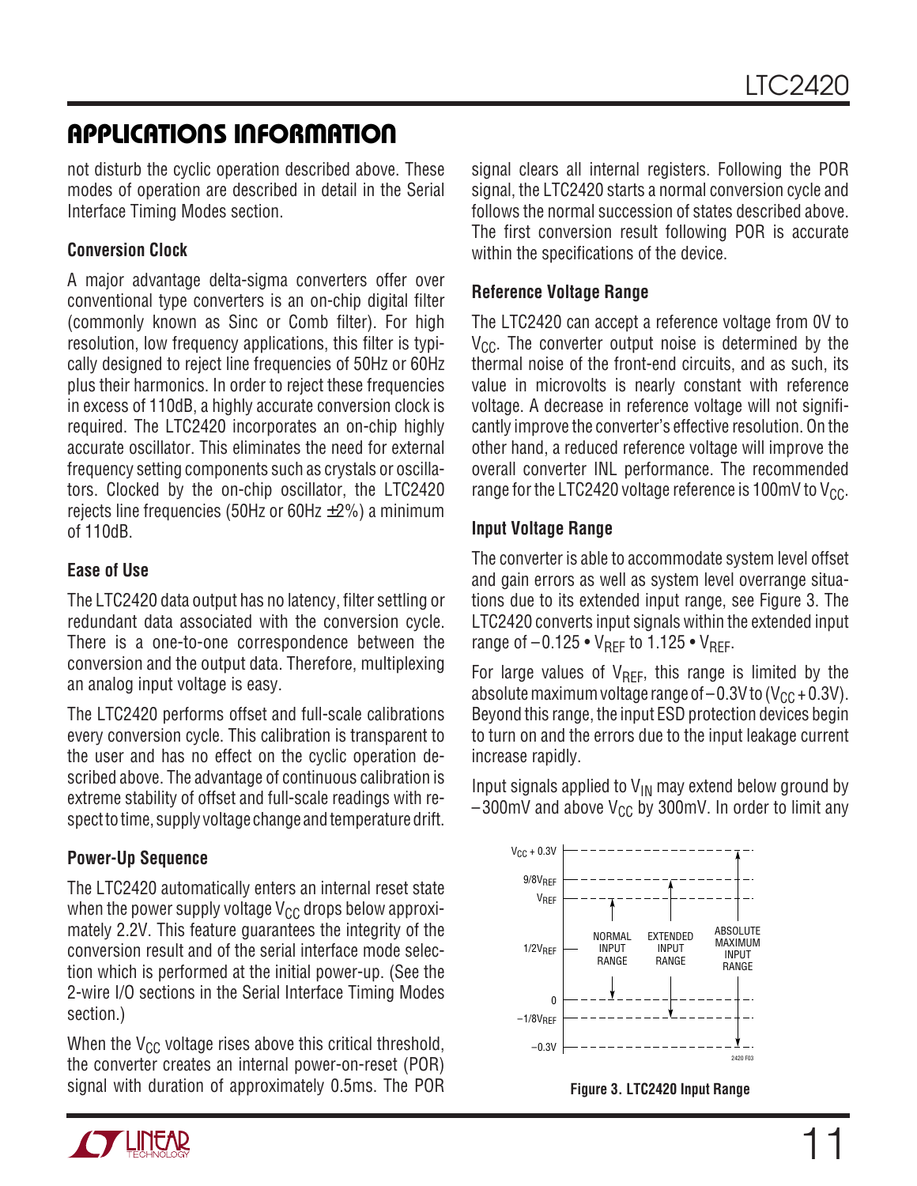## APPLICATIONS INFORMATION

not disturb the cyclic operation described above. These modes of operation are described in detail in the Serial Interface Timing Modes section.

### Conversion Clock

A major advantage delta-sigma converters offer over conventional type converters is an on-chip digital filter (commonly known as Sinc or Comb filter). For high resolution, low frequency applications, this filter is typically designed to reject line frequencies of 50Hz or 60Hz plus their harmonics. In order to reject these frequencies in excess of 110dB, a highly accurate conversion clock is required. The LTC2420 incorporates an on-chip highly accurate oscillator. This eliminates the need for external frequency setting components such as crystals or oscillators. Clocked by the on-chip oscillator, the LTC2420 rejects line frequencies (50Hz or 60Hz ±2%) a minimum of 110dB.

### Ease of Use

The LTC2420 data output has no latency, filter settling or redundant data associated with the conversion cycle. There is a one-to-one correspondence between the conversion and the output data. Therefore, multiplexing an analog input voltage is easy.

The LTC2420 performs offset and full-scale calibrations every conversion cycle. This calibration is transparent to the user and has no effect on the cyclic operation described above. The advantage of continuous calibration is extreme stability of offset and full-scale readings with respect to time, supply voltage change and temperature drift.

### Power-Up Sequence

The LTC2420 automatically enters an internal reset state when the power supply voltage $V_{CC}$ drops below approximately 2.2V. This feature guarantees the integrity of the conversion result and of the serial interface mode selection which is performed at the initial power-up. (See the 2-wire I/O sections in the Serial Interface Timing Modes section.)

When the $V_{CC}$ voltage rises above this critical threshold, the converter creates an internal power-on-reset (POR) signal with duration of approximately 0.5ms. The POR signal clears all internal registers. Following the POR signal, the LTC2420 starts a normal conversion cycle and follows the normal succession of states described above. The first conversion result following POR is accurate within the specifications of the device.

### Reference Voltage Range

The LTC2420 can accept a reference voltage from 0V to $V_{CC}$. The converter output noise is determined by the thermal noise of the front-end circuits, and as such, its value in microvolts is nearly constant with reference voltage. A decrease in reference voltage will not significantly improve the converter's effective resolution. On the other hand, a reduced reference voltage will improve the overall converter INL performance. The recommended range for the LTC2420 voltage reference is 100mV to $V_{CC}$.

### Input Voltage Range

The converter is able to accommodate system level offset and gain errors as well as system level overrange situations due to its extended input range, see Figure 3. The LTC2420 converts input signals within the extended input range of $-0.125 \cdot V_{REF}$ to $1.125 \cdot V_{REF}$.

For large values of $V_{REF}$, this range is limited by the absolute maximum voltage range of $-0.3V$ to $(V_{CC} + 0.3V)$. Beyond this range, the input ESD protection devices begin to turn on and the errors due to the input leakage current increase rapidly.

Input signals applied to $V_{IN}$ may extend below ground by $-300mV$ and above $V_{CC}$ by 300mV. In order to limit any

Figure 3. LTC2420 Input Range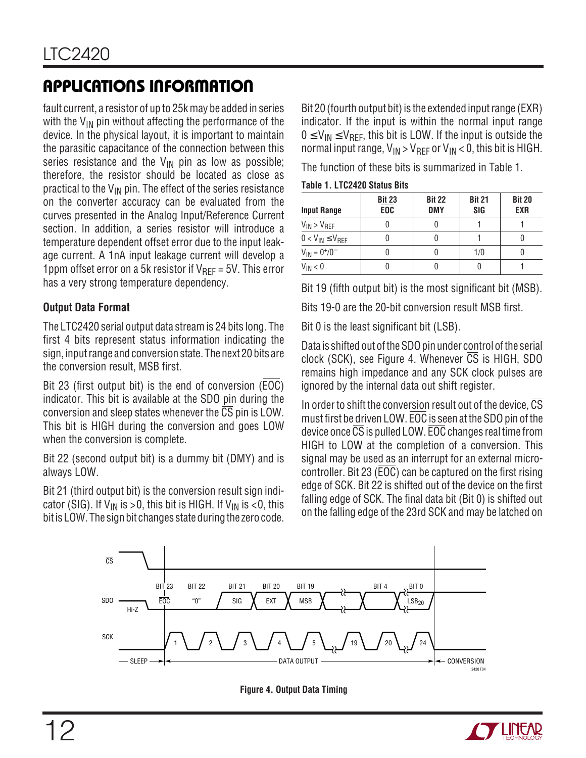fault current, a resistor of up to 25k may be added in series with the $V_{IN}$ pin without affecting the performance of the device. In the physical layout, it is important to maintain the parasitic capacitance of the connection between this series resistance and the $V_{IN}$ pin as low as possible; therefore, the resistor should be located as close as practical to the $V_{IN}$ pin. The effect of the series resistance on the converter accuracy can be evaluated from the curves presented in the Analog Input/Reference Current section. In addition, a series resistor will introduce a temperature dependent offset error due to the input leakage current. A 1nA input leakage current will develop a 1ppm offset error on a 5k resistor if $V_{REF}$ = 5V. This error has a very strong temperature dependency.

### Output Data Format

The LTC2420 serial output data stream is 24 bits long. The first 4 bits represent status information indicating the sign, input range and conversion state. The next 20 bits are the conversion result, MSB first.

Bit 23 (first output bit) is the end of conversion ($\overline{EOC}$) indicator. This bit is available at the SDO pin during the conversion and sleep states whenever the $\overline{CS}$ pin is LOW. This bit is HIGH during the conversion and goes LOW when the conversion is complete.

Bit 22 (second output bit) is a dummy bit (DMY) and is always LOW.

Bit 21 (third output bit) is the conversion result sign indicator (SIG). If $V_{IN}$ is >0, this bit is HIGH. If $V_{IN}$ is <0, this bit is LOW. The sign bit changes state during the zero code.

Bit 20 (fourth output bit) is the extended input range (EXR) indicator. If the input is within the normal input range $0 \leq V_{IN} \leq V_{REF}$, this bit is LOW. If the input is outside the normal input range, $V_{IN} > V_{REF}$ or $V_{IN} < 0$, this bit is HIGH.

The function of these bits is summarized in Table 1.

**Table 1. LTC2420 Status Bits**

| Input Range | Bit 23 $\overline{EOC}$ | Bit 22 DMY | Bit 21 SIG | Bit 20 EXR |
|---|---|---|---|---|
| $V_{IN} > V_{REF}$ | 0 | 0 | 1 | 1 |
| $0 < V_{IN} \leq V_{REF}$ | 0 | 0 | 1 | 0 |
| $V_{IN} = 0^+/0^-$ | 0 | 0 | 1/0 | 0 |
| $V_{IN} < 0$ | 0 | 0 | 0 | 1 |

Bit 19 (fifth output bit) is the most significant bit (MSB).

Bits 19-0 are the 20-bit conversion result MSB first.

Bit 0 is the least significant bit (LSB).

Data is shifted out of the SDO pin under control of the serial clock (SCK), see Figure 4. Whenever $\overline{CS}$ is HIGH, SDO remains high impedance and any SCK clock pulses are ignored by the internal data out shift register.

In order to shift the conversion result out of the device, $\overline{CS}$ must first be driven LOW. $\overline{EOC}$ is seen at the SDO pin of the device once $\overline{CS}$ is pulled LOW. $\overline{EOC}$ changes real time from HIGH to LOW at the completion of a conversion. This signal may be used as an interrupt for an external microcontroller. Bit 23 ($\overline{EOC}$) can be captured on the first rising edge of SCK. Bit 22 is shifted out of the device on the first falling edge of SCK. The final data bit (Bit 0) is shifted out on the falling edge of the 23rd SCK and may be latched on

Figure 4. Output Data Timing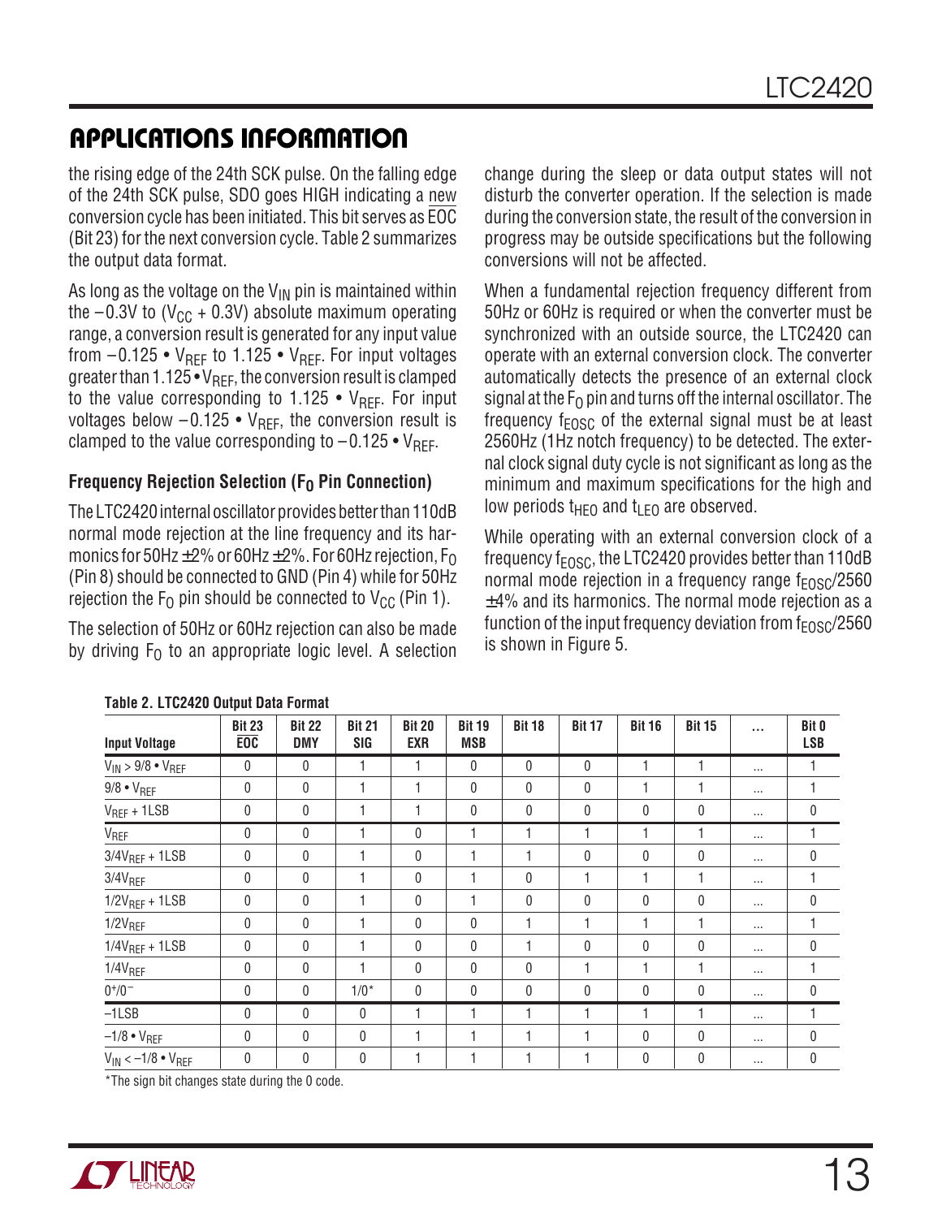## APPLICATIONS INFORMATION

the rising edge of the 24th SCK pulse. On the falling edge of the 24th SCK pulse, SDO goes HIGH indicating a new conversion cycle has been initiated. This bit serves as $\overline{EOC}$ (Bit 23) for the next conversion cycle. Table 2 summarizes the output data format.

As long as the voltage on the $V_{IN}$ pin is maintained within the –0.3V to ($V_{CC}$ + 0.3V) absolute maximum operating range, a conversion result is generated for any input value from $-0.125 \bullet V_{REF}$ to $1.125 \bullet V_{REF}$. For input voltages greater than $1.125 \bullet V_{REF}$, the conversion result is clamped to the value corresponding to $1.125 \bullet V_{REF}$. For input voltages below $-0.125 \bullet V_{REF}$, the conversion result is clamped to the value corresponding to $-0.125 \bullet V_{REF}$.

### Frequency Rejection Selection ($F_O$ Pin Connection)

The LTC2420 internal oscillator provides better than 110dB normal mode rejection at the line frequency and its harmonics for 50Hz ±2% or 60Hz ±2%. For 60Hz rejection, $F_O$ (Pin 8) should be connected to GND (Pin 4) while for 50Hz rejection the $F_O$ pin should be connected to $V_{CC}$ (Pin 1).

The selection of 50Hz or 60Hz rejection can also be made by driving $F_O$ to an appropriate logic level. A selection change during the sleep or data output states will not disturb the converter operation. If the selection is made during the conversion state, the result of the conversion in progress may be outside specifications but the following conversions will not be affected.

When a fundamental rejection frequency different from 50Hz or 60Hz is required or when the converter must be synchronized with an outside source, the LTC2420 can operate with an external conversion clock. The converter automatically detects the presence of an external clock signal at the $F_O$ pin and turns off the internal oscillator. The frequency $f_{EOSC}$ of the external signal must be at least 2560Hz (1Hz notch frequency) to be detected. The external clock signal duty cycle is not significant as long as the minimum and maximum specifications for the high and low periods $t_{HEO}$ and $t_{LEO}$ are observed.

While operating with an external conversion clock of a frequency $f_{EOSC}$, the LTC2420 provides better than 110dB normal mode rejection in a frequency range $f_{EOSC}/2560$ ±4% and its harmonics. The normal mode rejection as a function of the input frequency deviation from $f_{EOSC}/2560$ is shown in Figure 5.

**Table 2. LTC2420 Output Data Format**

| Input Voltage | Bit 23 $\overline{EOC}$ | Bit 22 DMY | Bit 21 SIG | Bit 20 EXR | Bit 19 MSB | Bit 18 | Bit 17 | Bit 16 | Bit 15 | … | Bit 0 LSB |
|---|---|---|---|---|---|---|---|---|---|---|---|
| $V_{IN} > 9/8 \bullet V_{REF}$ | 0 | 0 | 1 | 1 | 0 | 0 | 0 | 1 | 1 | … | 1 |
| $9/8 \bullet V_{REF}$ | 0 | 0 | 1 | 1 | 0 | 0 | 0 | 1 | 1 | … | 1 |
| $V_{REF}$ + 1LSB | 0 | 0 | 1 | 1 | 0 | 0 | 0 | 0 | 0 | … | 0 |
| $V_{REF}$ | 0 | 0 | 1 | 0 | 1 | 1 | 1 | 1 | 1 | … | 1 |
| $3/4V_{REF}$ + 1LSB | 0 | 0 | 1 | 0 | 1 | 1 | 0 | 0 | 0 | … | 0 |
| $3/4V_{REF}$ | 0 | 0 | 1 | 0 | 1 | 0 | 1 | 1 | 1 | … | 1 |
| $1/2V_{REF}$ + 1LSB | 0 | 0 | 1 | 0 | 1 | 0 | 0 | 0 | 0 | … | 0 |
| $1/2V_{REF}$ | 0 | 0 | 1 | 0 | 0 | 1 | 1 | 1 | 1 | … | 1 |
| $1/4V_{REF}$ + 1LSB | 0 | 0 | 1 | 0 | 0 | 1 | 0 | 0 | 0 | … | 0 |
| $1/4V_{REF}$ | 0 | 0 | 1 | 0 | 0 | 0 | 1 | 1 | 1 | … | 1 |
| $0^+/0^-$ | 0 | 0 | 1/0* | 0 | 0 | 0 | 0 | 0 | 0 | … | 0 |
| –1LSB | 0 | 0 | 0 | 1 | 1 | 1 | 1 | 1 | 1 | … | 1 |
| $-1/8 \bullet V_{REF}$ | 0 | 0 | 0 | 1 | 1 | 1 | 1 | 0 | 0 | … | 0 |
| $V_{IN} < -1/8 \bullet V_{REF}$ | 0 | 0 | 0 | 1 | 1 | 1 | 1 | 0 | 0 | … | 0 |

*The sign bit changes state during the 0 code.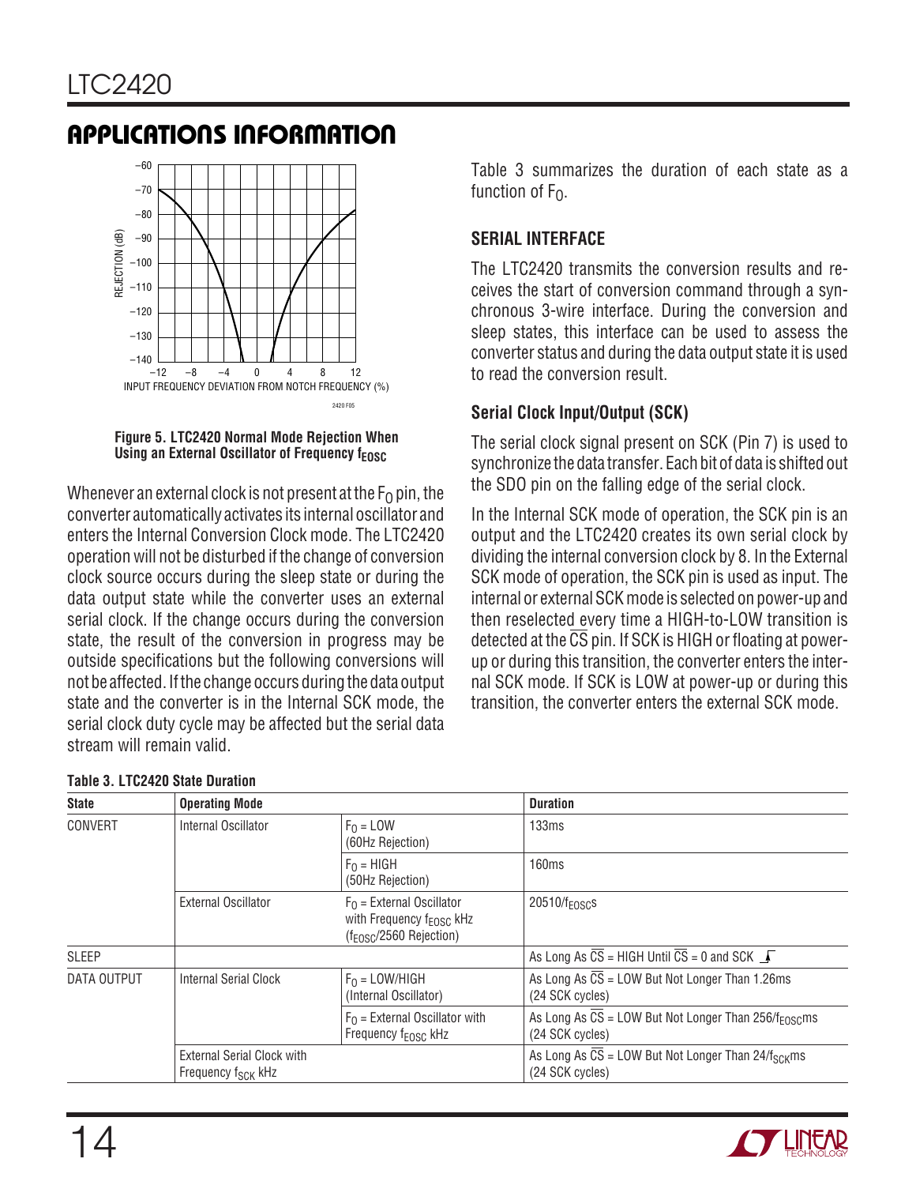## APPLICATIONS INFORMATION

Figure 5. LTC2420 Normal Mode Rejection When Using an External Oscillator of Frequency $f_{EOSC}$

Whenever an external clock is not present at the $F_O$ pin, the converter automatically activates its internal oscillator and enters the Internal Conversion Clock mode. The LTC2420 operation will not be disturbed if the change of conversion clock source occurs during the sleep state or during the data output state while the converter uses an external serial clock. If the change occurs during the conversion state, the result of the conversion in progress may be outside specifications but the following conversions will not be affected. If the change occurs during the data output state and the converter is in the Internal SCK mode, the serial clock duty cycle may be affected but the serial data stream will remain valid.

Table 3 summarizes the duration of each state as a function of $F_O$.

### SERIAL INTERFACE

The LTC2420 transmits the conversion results and receives the start of conversion command through a synchronous 3-wire interface. During the conversion and sleep states, this interface can be used to assess the converter status and during the data output state it is used to read the conversion result.

#### Serial Clock Input/Output (SCK)

The serial clock signal present on SCK (Pin 7) is used to synchronize the data transfer. Each bit of data is shifted out the SDO pin on the falling edge of the serial clock.

In the Internal SCK mode of operation, the SCK pin is an output and the LTC2420 creates its own serial clock by dividing the internal conversion clock by 8. In the External SCK mode of operation, the SCK pin is used as input. The internal or external SCK mode is selected on power-up and then reselected every time a HIGH-to-LOW transition is detected at the $\overline{CS}$ pin. If SCK is HIGH or floating at power-up or during this transition, the converter enters the internal SCK mode. If SCK is LOW at power-up or during this transition, the converter enters the external SCK mode.

**Table 3. LTC2420 State Duration**

| State | Operating Mode | | Duration |
|---|---|---|---|
| CONVERT | Internal Oscillator | $F_O$ = LOW (60Hz Rejection) | 133ms |
| | | $F_O$ = HIGH (50Hz Rejection) | 160ms |
| | External Oscillator | $F_O$ = External Oscillator with Frequency $f_{EOSC}$ kHz ($f_{EOSC}$/2560 Rejection) | $20510/f_{EOSC}$s |
| SLEEP | | | As Long As $\overline{CS}$ = HIGH Until $\overline{CS}$ = 0 and SCK ↑ |
| DATA OUTPUT | Internal Serial Clock | $F_O$ = LOW/HIGH (Internal Oscillator) | As Long As $\overline{CS}$ = LOW But Not Longer Than 1.26ms (24 SCK cycles) |
| | | $F_O$ = External Oscillator with Frequency $f_{EOSC}$ kHz | As Long As $\overline{CS}$ = LOW But Not Longer Than $256/f_{EOSC}$ms (24 SCK cycles) |
| | External Serial Clock with Frequency $f_{SCK}$ kHz | | As Long As $\overline{CS}$ = LOW But Not Longer Than $24/f_{SCK}$ms (24 SCK cycles) |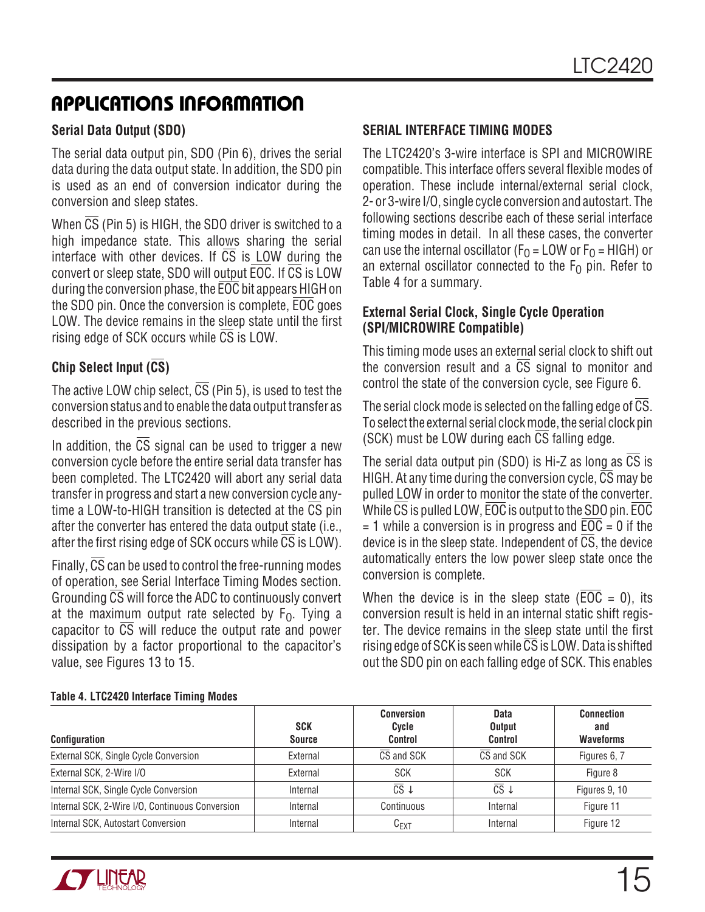## APPLICATIONS INFORMATION

### Serial Data Output (SDO)

The serial data output pin, SDO (Pin 6), drives the serial data during the data output state. In addition, the SDO pin is used as an end of conversion indicator during the conversion and sleep states.

When $\overline{CS}$ (Pin 5) is HIGH, the SDO driver is switched to a high impedance state. This allows sharing the serial interface with other devices. If $\overline{CS}$ is LOW during the convert or sleep state, SDO will output $\overline{EOC}$. If $\overline{CS}$ is LOW during the conversion phase, the $\overline{EOC}$ bit appears HIGH on the SDO pin. Once the conversion is complete, $\overline{EOC}$ goes LOW. The device remains in the sleep state until the first rising edge of SCK occurs while $\overline{CS}$ is LOW.

### Chip Select Input ($\overline{CS}$)

The active LOW chip select, $\overline{CS}$ (Pin 5), is used to test the conversion status and to enable the data output transfer as described in the previous sections.

In addition, the $\overline{CS}$ signal can be used to trigger a new conversion cycle before the entire serial data transfer has been completed. The LTC2420 will abort any serial data transfer in progress and start a new conversion cycle anytime a LOW-to-HIGH transition is detected at the $\overline{CS}$ pin after the converter has entered the data output state (i.e., after the first rising edge of SCK occurs while $\overline{CS}$ is LOW).

Finally, $\overline{CS}$ can be used to control the free-running modes of operation, see Serial Interface Timing Modes section. Grounding $\overline{CS}$ will force the ADC to continuously convert at the maximum output rate selected by $F_O$. Tying a capacitor to $\overline{CS}$ will reduce the output rate and power dissipation by a factor proportional to the capacitor's value, see Figures 13 to 15.

### SERIAL INTERFACE TIMING MODES

The LTC2420's 3-wire interface is SPI and MICROWIRE compatible. This interface offers several flexible modes of operation. These include internal/external serial clock, 2- or 3-wire I/O, single cycle conversion and autostart. The following sections describe each of these serial interface timing modes in detail. In all these cases, the converter can use the internal oscillator ($F_O$ = LOW or $F_O$ = HIGH) or an external oscillator connected to the $F_O$ pin. Refer to Table 4 for a summary.

### External Serial Clock, Single Cycle Operation (SPI/MICROWIRE Compatible)

This timing mode uses an external serial clock to shift out the conversion result and a $\overline{CS}$ signal to monitor and control the state of the conversion cycle, see Figure 6.

The serial clock mode is selected on the falling edge of $\overline{CS}$. To select the external serial clock mode, the serial clock pin (SCK) must be LOW during each $\overline{CS}$ falling edge.

The serial data output pin (SDO) is Hi-Z as long as $\overline{CS}$ is HIGH. At any time during the conversion cycle, $\overline{CS}$ may be pulled LOW in order to monitor the state of the converter. While $\overline{CS}$ is pulled LOW, $\overline{EOC}$ is output to the SDO pin. $\overline{EOC}$ = 1 while a conversion is in progress and $\overline{EOC}$ = 0 if the device is in the sleep state. Independent of $\overline{CS}$, the device automatically enters the low power sleep state once the conversion is complete.

When the device is in the sleep state ($\overline{EOC}$ = 0), its conversion result is held in an internal static shift register. The device remains in the sleep state until the first rising edge of SCK is seen while $\overline{CS}$ is LOW. Data is shifted out the SDO pin on each falling edge of SCK. This enables

**Table 4. LTC2420 Interface Timing Modes**

| Configuration | SCK Source | Conversion Cycle Control | Data Output Control | Connection and Waveforms |
|---|---|---|---|---|
| External SCK, Single Cycle Conversion | External | $\overline{CS}$ and SCK | $\overline{CS}$ and SCK | Figures 6, 7 |
| External SCK, 2-Wire I/O | External | SCK | SCK | Figure 8 |
| Internal SCK, Single Cycle Conversion | Internal | $\overline{CS}$ ↓ | $\overline{CS}$ ↓ | Figures 9, 10 |
| Internal SCK, 2-Wire I/O, Continuous Conversion | Internal | Continuous | Internal | Figure 11 |
| Internal SCK, Autostart Conversion | Internal | $C_{EXT}$ | Internal | Figure 12 |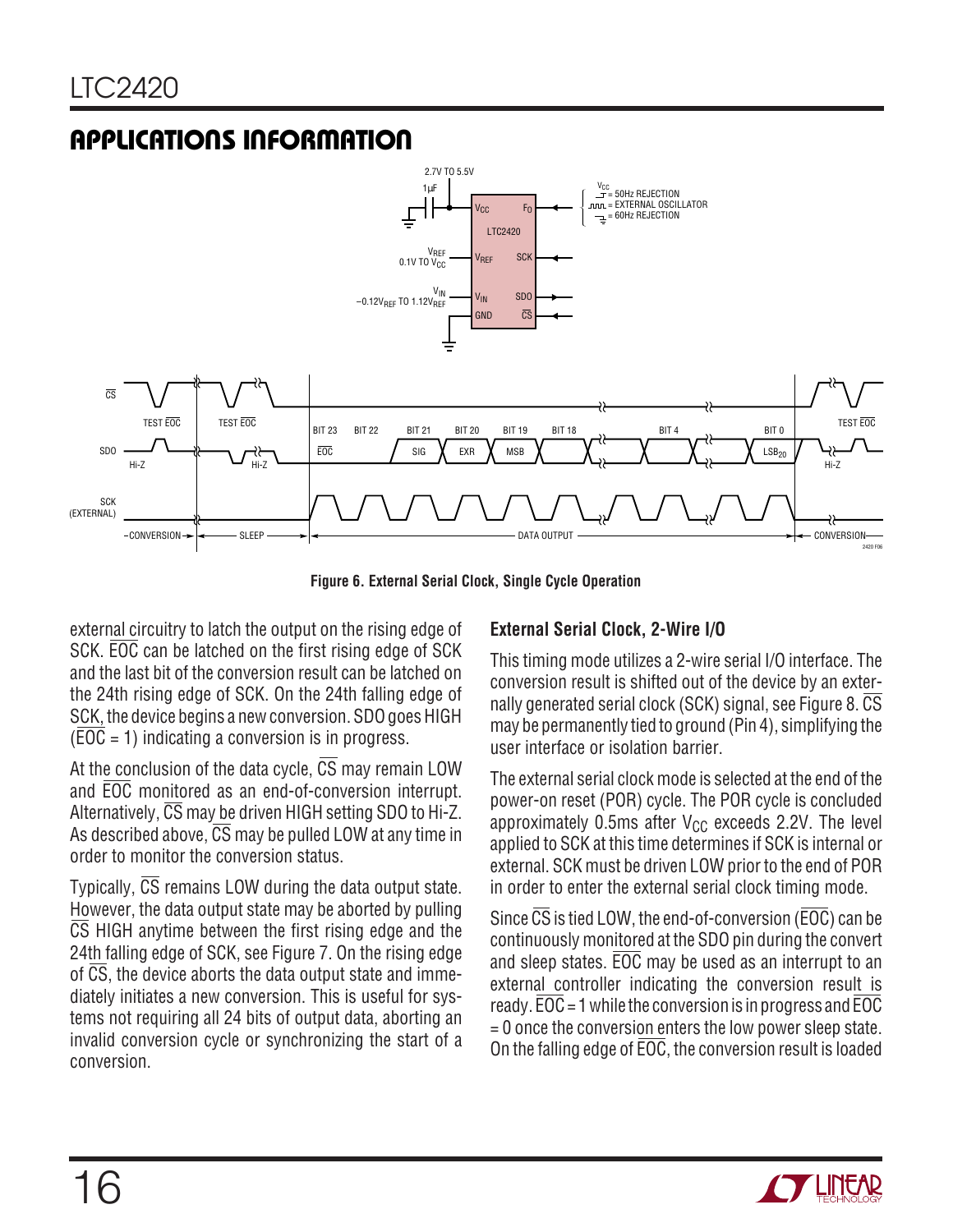## APPLICATIONS INFORMATION

Figure 6. External Serial Clock, Single Cycle Operation

external circuitry to latch the output on the rising edge of SCK. $\overline{EOC}$ can be latched on the first rising edge of SCK and the last bit of the conversion result can be latched on the 24th rising edge of SCK. On the 24th falling edge of SCK, the device begins a new conversion. SDO goes HIGH ($\overline{EOC}$ = 1) indicating a conversion is in progress.

At the conclusion of the data cycle, $\overline{CS}$ may remain LOW and $\overline{EOC}$ monitored as an end-of-conversion interrupt. Alternatively, $\overline{CS}$ may be driven HIGH setting SDO to Hi-Z. As described above, $\overline{CS}$ may be pulled LOW at any time in order to monitor the conversion status.

Typically, $\overline{CS}$ remains LOW during the data output state. However, the data output state may be aborted by pulling $\overline{CS}$ HIGH anytime between the first rising edge and the 24th falling edge of SCK, see Figure 7. On the rising edge of $\overline{CS}$, the device aborts the data output state and immediately initiates a new conversion. This is useful for systems not requiring all 24 bits of output data, aborting an invalid conversion cycle or synchronizing the start of a conversion.

### External Serial Clock, 2-Wire I/O

This timing mode utilizes a 2-wire serial I/O interface. The conversion result is shifted out of the device by an externally generated serial clock (SCK) signal, see Figure 8. $\overline{CS}$ may be permanently tied to ground (Pin 4), simplifying the user interface or isolation barrier.

The external serial clock mode is selected at the end of the power-on reset (POR) cycle. The POR cycle is concluded approximately 0.5ms after $V_{CC}$ exceeds 2.2V. The level applied to SCK at this time determines if SCK is internal or external. SCK must be driven LOW prior to the end of POR in order to enter the external serial clock timing mode.

Since $\overline{CS}$ is tied LOW, the end-of-conversion ($\overline{EOC}$) can be continuously monitored at the SDO pin during the convert and sleep states. $\overline{EOC}$ may be used as an interrupt to an external controller indicating the conversion result is ready. $\overline{EOC}$ = 1 while the conversion is in progress and $\overline{EOC}$ = 0 once the conversion enters the low power sleep state. On the falling edge of $\overline{EOC}$, the conversion result is loaded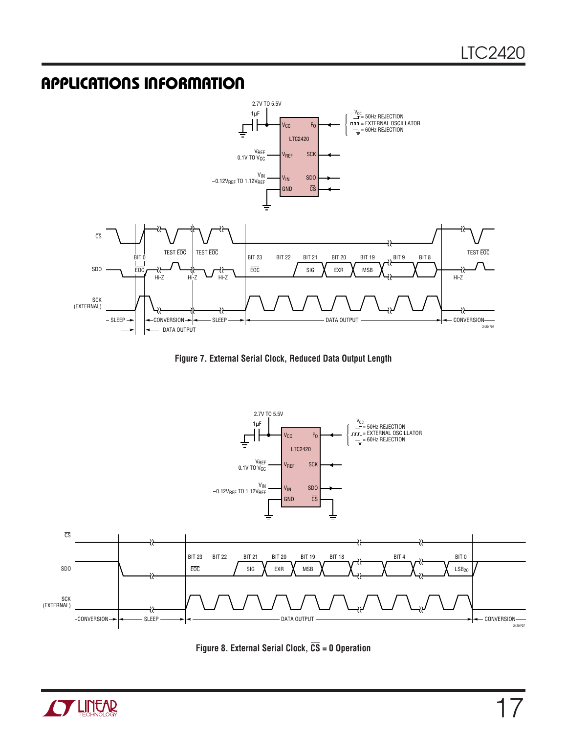# APPLICATIONS INFORMATION

Figure 7. External Serial Clock, Reduced Data Output Length

Figure 8. External Serial Clock, $\overline{CS}$ = 0 Operation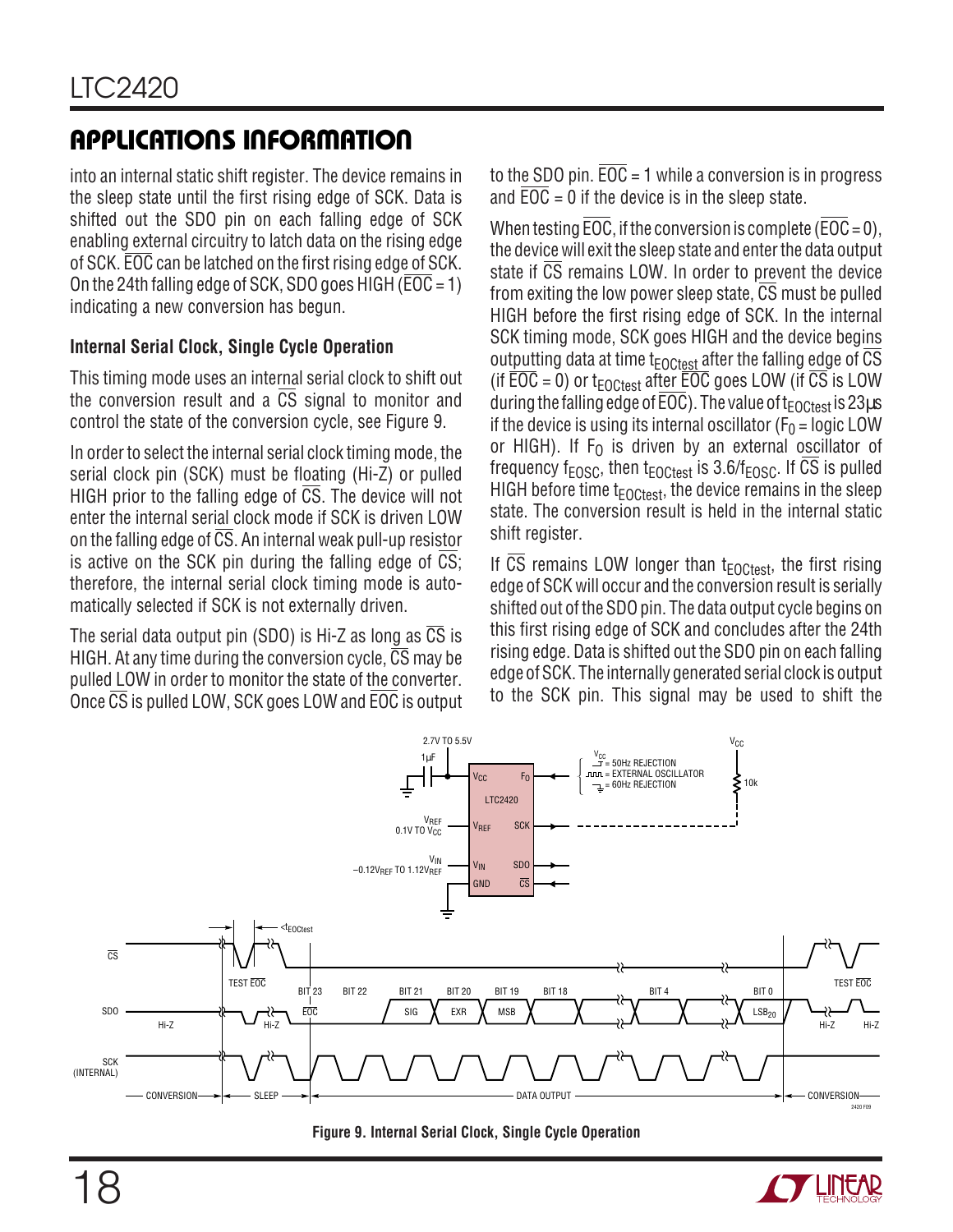into an internal static shift register. The device remains in the sleep state until the first rising edge of SCK. Data is shifted out the SDO pin on each falling edge of SCK enabling external circuitry to latch data on the rising edge of SCK. $\overline{EOC}$ can be latched on the first rising edge of SCK. On the 24th falling edge of SCK, SDO goes HIGH ($\overline{EOC}$ = 1) indicating a new conversion has begun.

### Internal Serial Clock, Single Cycle Operation

This timing mode uses an internal serial clock to shift out the conversion result and a $\overline{CS}$ signal to monitor and control the state of the conversion cycle, see Figure 9.

In order to select the internal serial clock timing mode, the serial clock pin (SCK) must be floating (Hi-Z) or pulled HIGH prior to the falling edge of $\overline{CS}$. The device will not enter the internal serial clock mode if SCK is driven LOW on the falling edge of $\overline{CS}$. An internal weak pull-up resistor is active on the SCK pin during the falling edge of $\overline{CS}$; therefore, the internal serial clock timing mode is automatically selected if SCK is not externally driven.

The serial data output pin (SDO) is Hi-Z as long as $\overline{CS}$ is HIGH. At any time during the conversion cycle, $\overline{CS}$ may be pulled LOW in order to monitor the state of the converter. Once $\overline{CS}$ is pulled LOW, SCK goes LOW and $\overline{EOC}$ is output to the SDO pin. $\overline{EOC}$ = 1 while a conversion is in progress and $\overline{EOC}$ = 0 if the device is in the sleep state.

When testing $\overline{EOC}$, if the conversion is complete ($\overline{EOC}$ = 0), the device will exit the sleep state and enter the data output state if $\overline{CS}$ remains LOW. In order to prevent the device from exiting the low power sleep state, $\overline{CS}$ must be pulled HIGH before the first rising edge of SCK. In the internal SCK timing mode, SCK goes HIGH and the device begins outputting data at time $t_{EOCtest}$ after the falling edge of $\overline{CS}$ (if $\overline{EOC}$ = 0) or $t_{EOCtest}$ after $\overline{EOC}$ goes LOW (if $\overline{CS}$ is LOW during the falling edge of $\overline{EOC}$). The value of $t_{EOCtest}$ is 23µs if the device is using its internal oscillator ($F_0$ = logic LOW or HIGH). If $F_0$ is driven by an external oscillator of frequency $f_{EOSC}$, then $t_{EOCtest}$ is $3.6/f_{EOSC}$. If $\overline{CS}$ is pulled HIGH before time $t_{EOCtest}$, the device remains in the sleep state. The conversion result is held in the internal static shift register.

If $\overline{CS}$ remains LOW longer than $t_{EOCtest}$, the first rising edge of SCK will occur and the conversion result is serially shifted out of the SDO pin. The data output cycle begins on this first rising edge of SCK and concludes after the 24th rising edge. Data is shifted out the SDO pin on each falling edge of SCK. The internally generated serial clock is output to the SCK pin. This signal may be used to shift the

Figure 9. Internal Serial Clock, Single Cycle Operation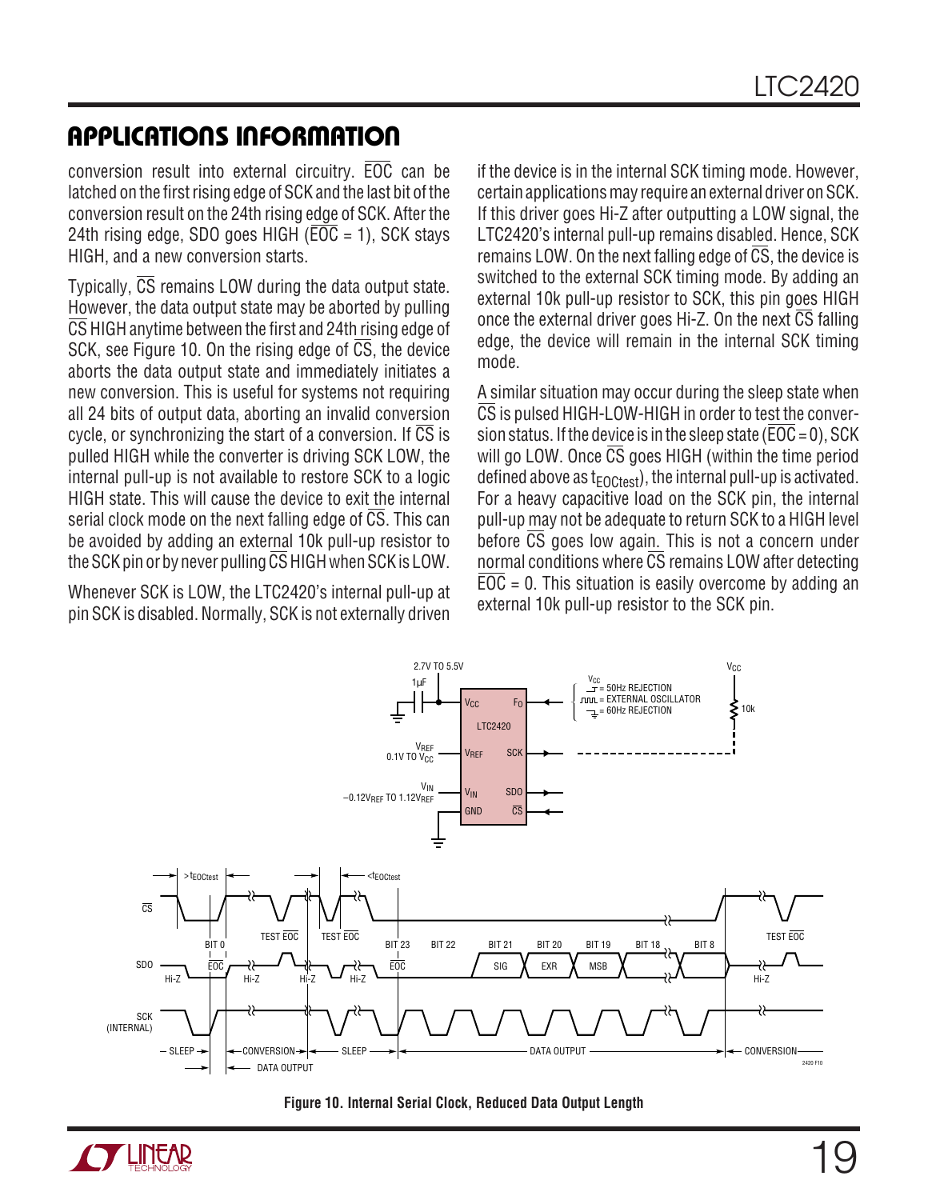## APPLICATIONS INFORMATION

conversion result into external circuitry. $\overline{EOC}$ can be latched on the first rising edge of SCK and the last bit of the conversion result on the 24th rising edge of SCK. After the 24th rising edge, SDO goes HIGH ($\overline{EOC}$ = 1), SCK stays HIGH, and a new conversion starts.

Typically, $\overline{CS}$ remains LOW during the data output state. However, the data output state may be aborted by pulling $\overline{CS}$ HIGH anytime between the first and 24th rising edge of SCK, see Figure 10. On the rising edge of $\overline{CS}$, the device aborts the data output state and immediately initiates a new conversion. This is useful for systems not requiring all 24 bits of output data, aborting an invalid conversion cycle, or synchronizing the start of a conversion. If $\overline{CS}$ is pulled HIGH while the converter is driving SCK LOW, the internal pull-up is not available to restore SCK to a logic HIGH state. This will cause the device to exit the internal serial clock mode on the next falling edge of $\overline{CS}$. This can be avoided by adding an external 10k pull-up resistor to the SCK pin or by never pulling $\overline{CS}$ HIGH when SCK is LOW.

Whenever SCK is LOW, the LTC2420's internal pull-up at pin SCK is disabled. Normally, SCK is not externally driven if the device is in the internal SCK timing mode. However, certain applications may require an external driver on SCK. If this driver goes Hi-Z after outputting a LOW signal, the LTC2420's internal pull-up remains disabled. Hence, SCK remains LOW. On the next falling edge of $\overline{CS}$, the device is switched to the external SCK timing mode. By adding an external 10k pull-up resistor to SCK, this pin goes HIGH once the external driver goes Hi-Z. On the next $\overline{CS}$ falling edge, the device will remain in the internal SCK timing mode.

A similar situation may occur during the sleep state when $\overline{CS}$ is pulsed HIGH-LOW-HIGH in order to test the conversion status. If the device is in the sleep state ($\overline{EOC}$ = 0), SCK will go LOW. Once $\overline{CS}$ goes HIGH (within the time period defined above as $t_{EOCtest}$), the internal pull-up is activated. For a heavy capacitive load on the SCK pin, the internal pull-up may not be adequate to return SCK to a HIGH level before $\overline{CS}$ goes low again. This is not a concern under normal conditions where $\overline{CS}$ remains LOW after detecting $\overline{EOC}$ = 0. This situation is easily overcome by adding an external 10k pull-up resistor to the SCK pin.

**Figure 10. Internal Serial Clock, Reduced Data Output Length**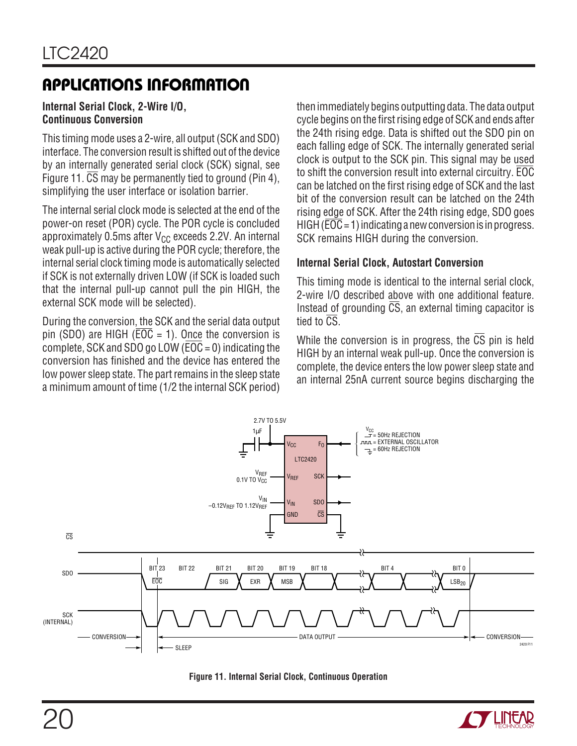## APPLICATIONS INFORMATION

### Internal Serial Clock, 2-Wire I/O, Continuous Conversion

This timing mode uses a 2-wire, all output (SCK and SDO) interface. The conversion result is shifted out of the device by an internally generated serial clock (SCK) signal, see Figure 11. $\overline{CS}$ may be permanently tied to ground (Pin 4), simplifying the user interface or isolation barrier.

The internal serial clock mode is selected at the end of the power-on reset (POR) cycle. The POR cycle is concluded approximately 0.5ms after $V_{CC}$ exceeds 2.2V. An internal weak pull-up is active during the POR cycle; therefore, the internal serial clock timing mode is automatically selected if SCK is not externally driven LOW (if SCK is loaded such that the internal pull-up cannot pull the pin HIGH, the external SCK mode will be selected).

During the conversion, the SCK and the serial data output pin (SDO) are HIGH ($\overline{EOC}$ = 1). Once the conversion is complete, SCK and SDO go LOW ($\overline{EOC}$ = 0) indicating the conversion has finished and the device has entered the low power sleep state. The part remains in the sleep state a minimum amount of time (1/2 the internal SCK period) then immediately begins outputting data. The data output cycle begins on the first rising edge of SCK and ends after the 24th rising edge. Data is shifted out the SDO pin on each falling edge of SCK. The internally generated serial clock is output to the SCK pin. This signal may be used to shift the conversion result into external circuitry. $\overline{EOC}$ can be latched on the first rising edge of SCK and the last bit of the conversion result can be latched on the 24th rising edge of SCK. After the 24th rising edge, SDO goes HIGH ($\overline{EOC}$ = 1) indicating a new conversion is in progress. SCK remains HIGH during the conversion.

### Internal Serial Clock, Autostart Conversion

This timing mode is identical to the internal serial clock, 2-wire I/O described above with one additional feature. Instead of grounding $\overline{CS}$, an external timing capacitor is tied to $\overline{CS}$.

While the conversion is in progress, the $\overline{CS}$ pin is held HIGH by an internal weak pull-up. Once the conversion is complete, the device enters the low power sleep state and an internal 25nA current source begins discharging the

Figure 11. Internal Serial Clock, Continuous Operation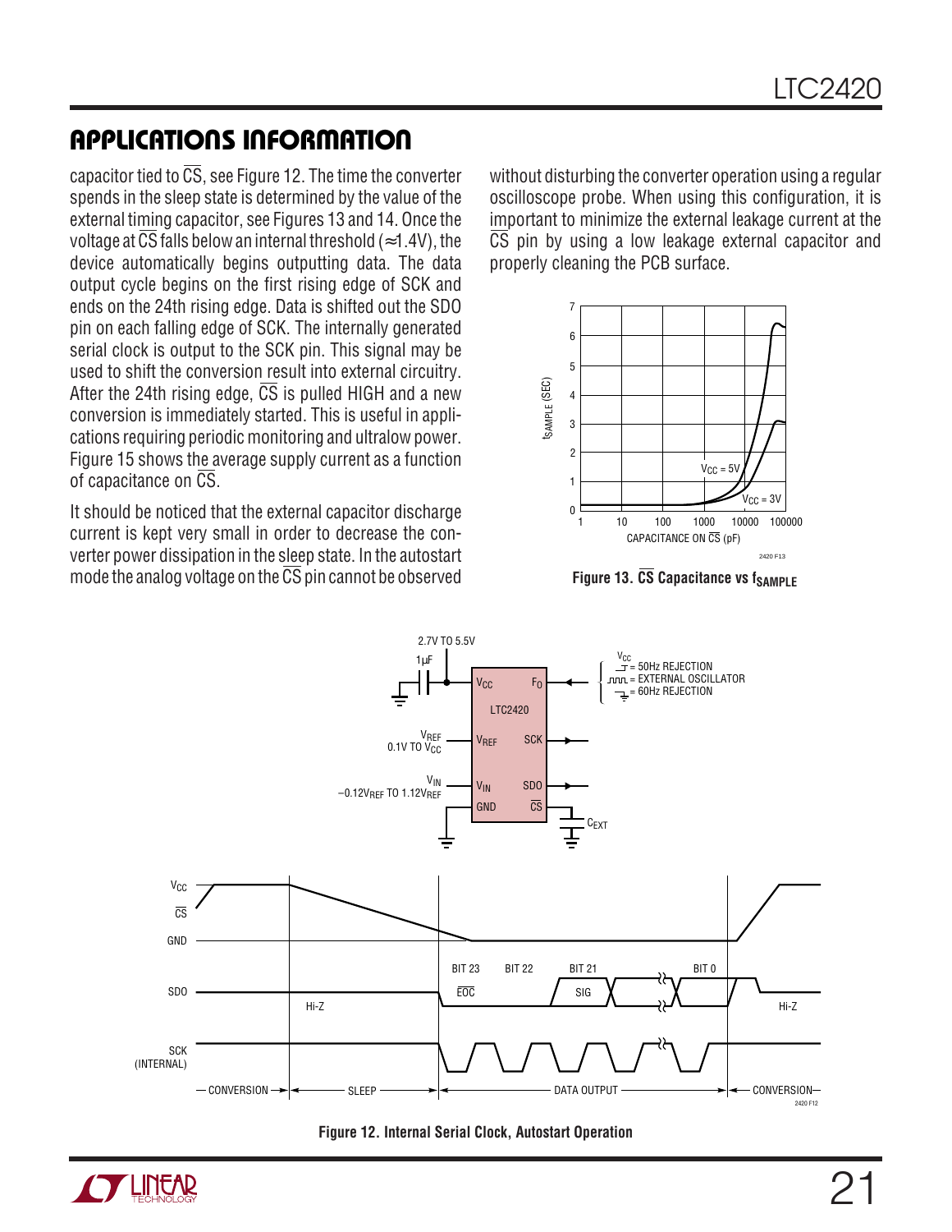## APPLICATIONS INFORMATION

capacitor tied to $\overline{CS}$, see Figure 12. The time the converter spends in the sleep state is determined by the value of the external timing capacitor, see Figures 13 and 14. Once the voltage at $\overline{CS}$ falls below an internal threshold (≈1.4V), the device automatically begins outputting data. The data output cycle begins on the first rising edge of SCK and ends on the 24th rising edge. Data is shifted out the SDO pin on each falling edge of SCK. The internally generated serial clock is output to the SCK pin. This signal may be used to shift the conversion result into external circuitry. After the 24th rising edge, $\overline{CS}$ is pulled HIGH and a new conversion is immediately started. This is useful in applications requiring periodic monitoring and ultralow power. Figure 15 shows the average supply current as a function of capacitance on $\overline{CS}$.

It should be noticed that the external capacitor discharge current is kept very small in order to decrease the converter power dissipation in the sleep state. In the autostart mode the analog voltage on the $\overline{CS}$ pin cannot be observed without disturbing the converter operation using a regular oscilloscope probe. When using this configuration, it is important to minimize the external leakage current at the $\overline{CS}$ pin by using a low leakage external capacitor and properly cleaning the PCB surface.

**Figure 13. $\overline{CS}$ Capacitance vs $f_{SAMPLE}$**

**Figure 12. Internal Serial Clock, Autostart Operation**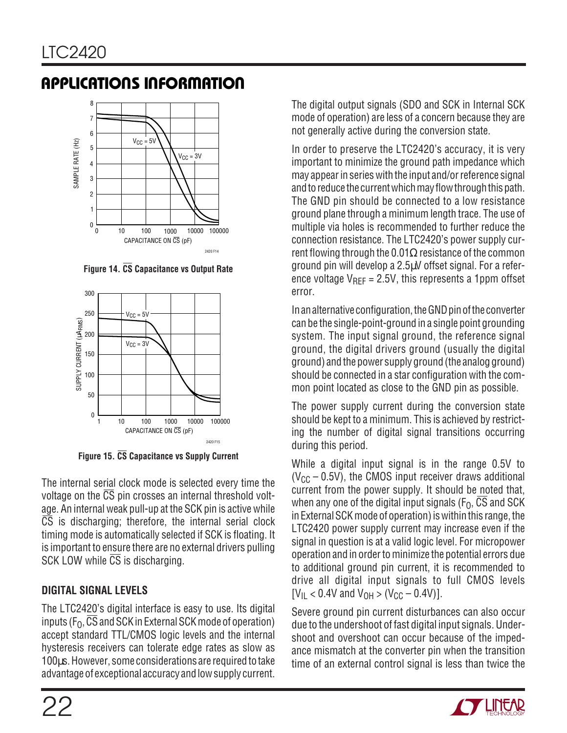## APPLICATIONS INFORMATION

Figure 14. $\overline{CS}$ Capacitance vs Output Rate

Figure 15. $\overline{CS}$ Capacitance vs Supply Current

The internal serial clock mode is selected every time the voltage on the $\overline{CS}$ pin crosses an internal threshold voltage. An internal weak pull-up at the SCK pin is active while $\overline{CS}$ is discharging; therefore, the internal serial clock timing mode is automatically selected if SCK is floating. It is important to ensure there are no external drivers pulling SCK LOW while $\overline{CS}$ is discharging.

### DIGITAL SIGNAL LEVELS

The LTC2420's digital interface is easy to use. Its digital inputs ($F_O$, $\overline{CS}$ and SCK in External SCK mode of operation) accept standard TTL/CMOS logic levels and the internal hysteresis receivers can tolerate edge rates as slow as 100µs. However, some considerations are required to take advantage of exceptional accuracy and low supply current.

The digital output signals (SDO and SCK in Internal SCK mode of operation) are less of a concern because they are not generally active during the conversion state.

In order to preserve the LTC2420's accuracy, it is very important to minimize the ground path impedance which may appear in series with the input and/or reference signal and to reduce the current which may flow through this path. The GND pin should be connected to a low resistance ground plane through a minimum length trace. The use of multiple via holes is recommended to further reduce the connection resistance. The LTC2420's power supply current flowing through the 0.01Ω resistance of the common ground pin will develop a 2.5µV offset signal. For a reference voltage $V_{REF}$ = 2.5V, this represents a 1ppm offset error.

In an alternative configuration, the GND pin of the converter can be the single-point-ground in a single point grounding system. The input signal ground, the reference signal ground, the digital drivers ground (usually the digital ground) and the power supply ground (the analog ground) should be connected in a star configuration with the common point located as close to the GND pin as possible.

The power supply current during the conversion state should be kept to a minimum. This is achieved by restricting the number of digital signal transitions occurring during this period.

While a digital input signal is in the range 0.5V to ($V_{CC}$ – 0.5V), the CMOS input receiver draws additional current from the power supply. It should be noted that, when any one of the digital input signals ($F_O$, $\overline{CS}$ and SCK in External SCK mode of operation) is within this range, the LTC2420 power supply current may increase even if the signal in question is at a valid logic level. For micropower operation and in order to minimize the potential errors due to additional ground pin current, it is recommended to drive all digital input signals to full CMOS levels [$V_{IL}$ < 0.4V and $V_{OH}$ > ($V_{CC}$ – 0.4V)].

Severe ground pin current disturbances can also occur due to the undershoot of fast digital input signals. Undershoot and overshoot can occur because of the impedance mismatch at the converter pin when the transition time of an external control signal is less than twice the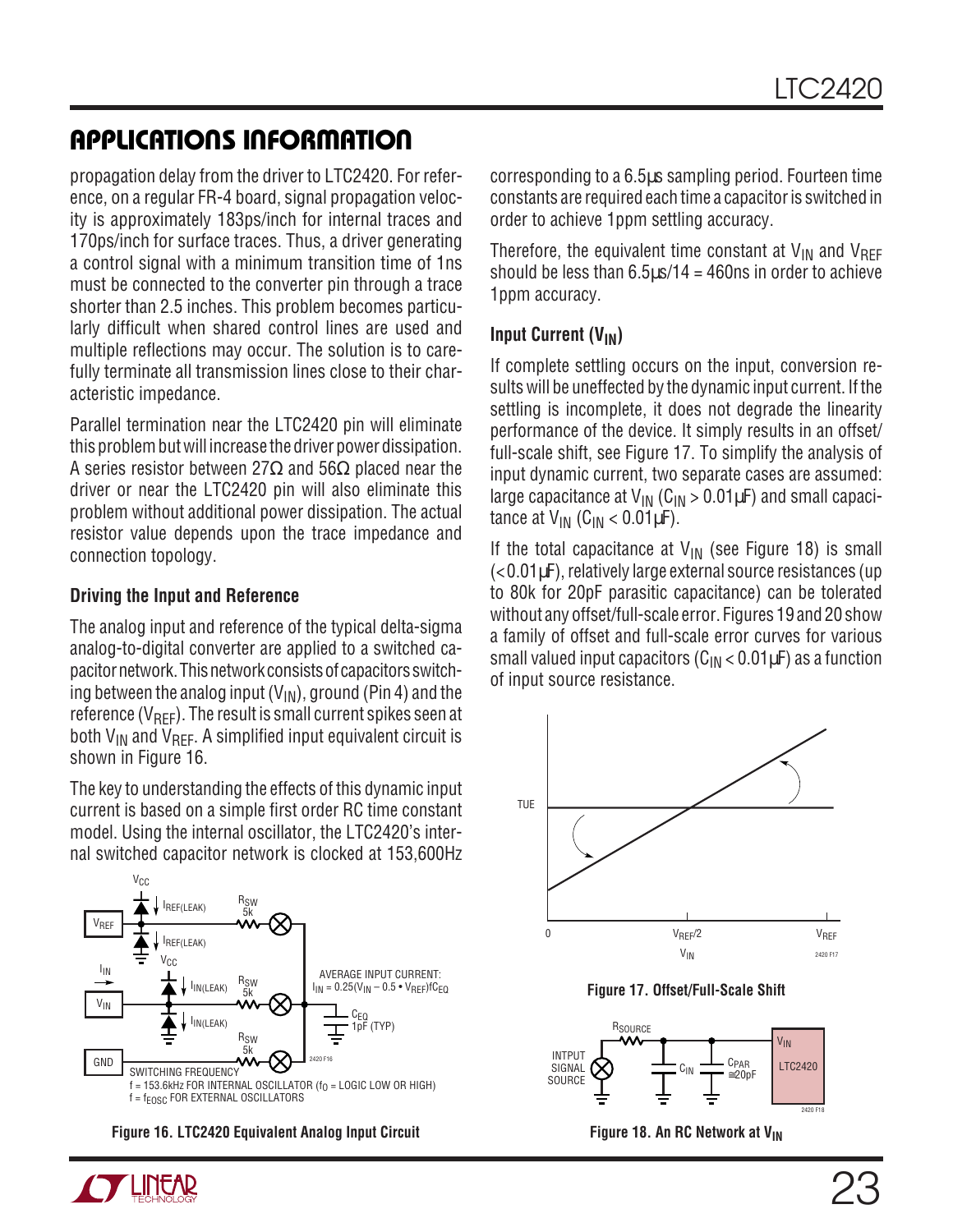## APPLICATIONS INFORMATION

propagation delay from the driver to LTC2420. For reference, on a regular FR-4 board, signal propagation velocity is approximately 183ps/inch for internal traces and 170ps/inch for surface traces. Thus, a driver generating a control signal with a minimum transition time of 1ns must be connected to the converter pin through a trace shorter than 2.5 inches. This problem becomes particularly difficult when shared control lines are used and multiple reflections may occur. The solution is to carefully terminate all transmission lines close to their characteristic impedance.

Parallel termination near the LTC2420 pin will eliminate this problem but will increase the driver power dissipation. A series resistor between 27Ω and 56Ω placed near the driver or near the LTC2420 pin will also eliminate this problem without additional power dissipation. The actual resistor value depends upon the trace impedance and connection topology.

### Driving the Input and Reference

The analog input and reference of the typical delta-sigma analog-to-digital converter are applied to a switched capacitor network. This network consists of capacitors switching between the analog input ($V_{IN}$), ground (Pin 4) and the reference ($V_{REF}$). The result is small current spikes seen at both $V_{IN}$ and $V_{REF}$. A simplified input equivalent circuit is shown in Figure 16.

The key to understanding the effects of this dynamic input current is based on a simple first order RC time constant model. Using the internal oscillator, the LTC2420's internal switched capacitor network is clocked at 153,600Hz corresponding to a 6.5µs sampling period. Fourteen time constants are required each time a capacitor is switched in order to achieve 1ppm settling accuracy.

Therefore, the equivalent time constant at $V_{IN}$ and $V_{REF}$ should be less than 6.5µs/14 = 460ns in order to achieve 1ppm accuracy.

Figure 16. LTC2420 Equivalent Analog Input Circuit

### Input Current ($V_{IN}$)

If complete settling occurs on the input, conversion results will be uneffected by the dynamic input current. If the settling is incomplete, it does not degrade the linearity performance of the device. It simply results in an offset/full-scale shift, see Figure 17. To simplify the analysis of input dynamic current, two separate cases are assumed: large capacitance at $V_{IN}$ ($C_{IN}$ > 0.01µF) and small capacitance at $V_{IN}$ ($C_{IN}$ < 0.01µF).

If the total capacitance at $V_{IN}$ (see Figure 18) is small (<0.01µF), relatively large external source resistances (up to 80k for 20pF parasitic capacitance) can be tolerated without any offset/full-scale error. Figures 19 and 20 show a family of offset and full-scale error curves for various small valued input capacitors ($C_{IN}$ < 0.01µF) as a function of input source resistance.

Figure 17. Offset/Full-Scale Shift

Figure 18. An RC Network at $V_{IN}$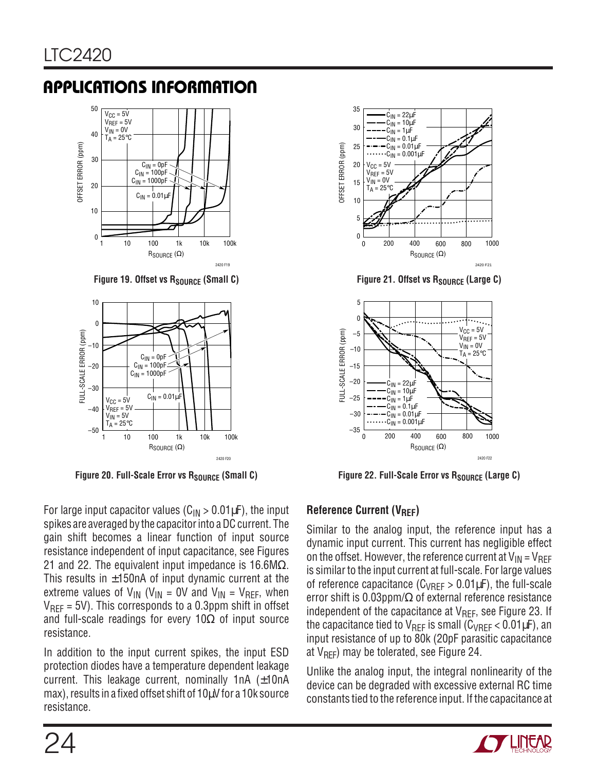## APPLICATIONS INFORMATION

Figure 19. Offset vs $R_{SOURCE}$ (Small C)

Figure 20. Full-Scale Error vs $R_{SOURCE}$ (Small C)

Figure 21. Offset vs $R_{SOURCE}$ (Large C)

Figure 22. Full-Scale Error vs $R_{SOURCE}$ (Large C)

For large input capacitor values ($C_{IN}$ > 0.01µF), the input spikes are averaged by the capacitor into a DC current. The gain shift becomes a linear function of input source resistance independent of input capacitance, see Figures 21 and 22. The equivalent input impedance is 16.6MΩ. This results in ±150nA of input dynamic current at the extreme values of $V_{IN}$ ($V_{IN}$ = 0V and $V_{IN}$ = $V_{REF}$, when $V_{REF}$ = 5V). This corresponds to a 0.3ppm shift in offset and full-scale readings for every 10Ω of input source resistance.

In addition to the input current spikes, the input ESD protection diodes have a temperature dependent leakage current. This leakage current, nominally 1nA (±10nA max), results in a fixed offset shift of 10µV for a 10k source resistance.

### Reference Current ($V_{REF}$)

Similar to the analog input, the reference input has a dynamic input current. This current has negligible effect on the offset. However, the reference current at $V_{IN}$ = $V_{REF}$ is similar to the input current at full-scale. For large values of reference capacitance ($C_{VREF}$ > 0.01µF), the full-scale error shift is 0.03ppm/Ω of external reference resistance independent of the capacitance at $V_{REF}$, see Figure 23. If the capacitance tied to $V_{REF}$ is small ($C_{VREF}$ < 0.01µF), an input resistance of up to 80k (20pF parasitic capacitance at $V_{REF}$) may be tolerated, see Figure 24.

Unlike the analog input, the integral nonlinearity of the device can be degraded with excessive external RC time constants tied to the reference input. If the capacitance at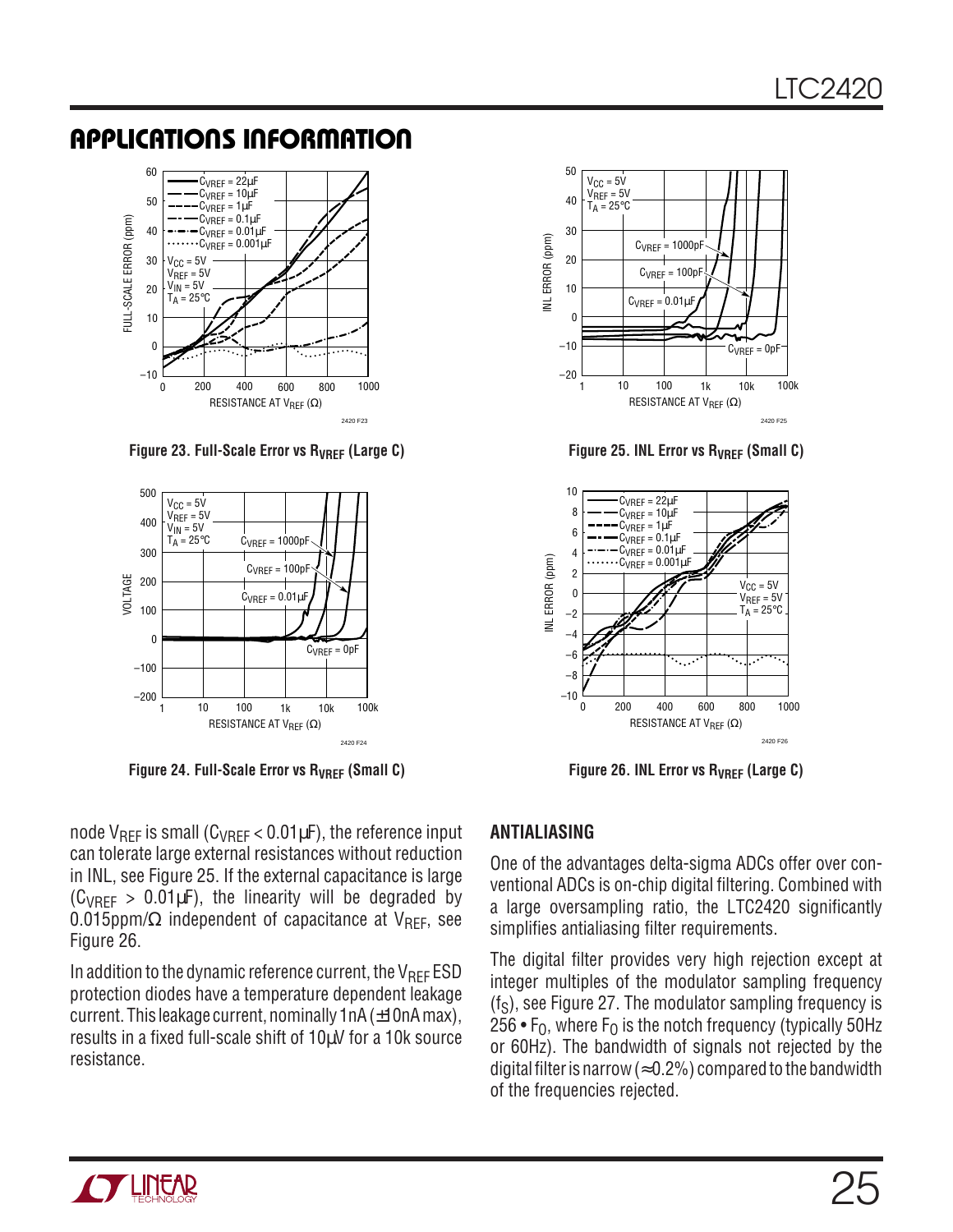## APPLICATIONS INFORMATION

Figure 23. Full-Scale Error vs $R_{VREF}$ (Large C)

Figure 24. Full-Scale Error vs $R_{VREF}$ (Small C)

Figure 25. INL Error vs $R_{VREF}$ (Small C)

Figure 26. INL Error vs $R_{VREF}$ (Large C)

node $V_{REF}$ is small ($C_{VREF} < 0.01\mu F$), the reference input can tolerate large external resistances without reduction in INL, see Figure 25. If the external capacitance is large ($C_{VREF} > 0.01\mu F$), the linearity will be degraded by 0.015ppm/Ω independent of capacitance at $V_{REF}$, see Figure 26.

In addition to the dynamic reference current, the $V_{REF}$ ESD protection diodes have a temperature dependent leakage current. This leakage current, nominally 1nA (±10nA max), results in a fixed full-scale shift of 10µV for a 10k source resistance.

### ANTIALIASING

One of the advantages delta-sigma ADCs offer over conventional ADCs is on-chip digital filtering. Combined with a large oversampling ratio, the LTC2420 significantly simplifies antialiasing filter requirements.

The digital filter provides very high rejection except at integer multiples of the modulator sampling frequency ($f_S$), see Figure 27. The modulator sampling frequency is $256 \bullet F_O$, where $F_O$ is the notch frequency (typically 50Hz or 60Hz). The bandwidth of signals not rejected by the digital filter is narrow (≈0.2%) compared to the bandwidth of the frequencies rejected.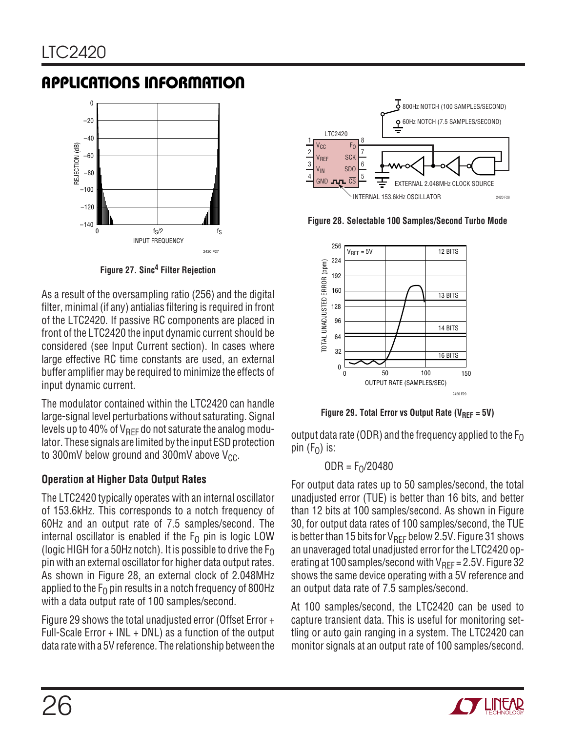## APPLICATIONS INFORMATION

Figure 27. Sinc[4] Filter Rejection

As a result of the oversampling ratio (256) and the digital filter, minimal (if any) antialias filtering is required in front of the LTC2420. If passive RC components are placed in front of the LTC2420 the input dynamic current should be considered (see Input Current section). In cases where large effective RC time constants are used, an external buffer amplifier may be required to minimize the effects of input dynamic current.

The modulator contained within the LTC2420 can handle large-signal level perturbations without saturating. Signal levels up to 40% of $V_{REF}$ do not saturate the analog modulator. These signals are limited by the input ESD protection to 300mV below ground and 300mV above $V_{CC}$.

### Operation at Higher Data Output Rates

The LTC2420 typically operates with an internal oscillator of 153.6kHz. This corresponds to a notch frequency of 60Hz and an output rate of 7.5 samples/second. The internal oscillator is enabled if the $F_O$ pin is logic LOW (logic HIGH for a 50Hz notch). It is possible to drive the $F_O$ pin with an external oscillator for higher data output rates. As shown in Figure 28, an external clock of 2.048MHz applied to the $F_O$ pin results in a notch frequency of 800Hz with a data output rate of 100 samples/second.

Figure 29 shows the total unadjusted error (Offset Error + Full-Scale Error + INL + DNL) as a function of the output data rate with a 5V reference. The relationship between the output data rate (ODR) and the frequency applied to the $F_O$ pin ($F_O$) is:

$$ODR = F_O/20480$$

Figure 28. Selectable 100 Samples/Second Turbo Mode

Figure 29. Total Error vs Output Rate ($V_{REF}$ = 5V)

For output data rates up to 50 samples/second, the total unadjusted error (TUE) is better than 16 bits, and better than 12 bits at 100 samples/second. As shown in Figure 30, for output data rates of 100 samples/second, the TUE is better than 15 bits for $V_{REF}$ below 2.5V. Figure 31 shows an unaveraged total unadjusted error for the LTC2420 operating at 100 samples/second with $V_{REF}$ = 2.5V. Figure 32 shows the same device operating with a 5V reference and an output data rate of 7.5 samples/second.

At 100 samples/second, the LTC2420 can be used to capture transient data. This is useful for monitoring settling or auto gain ranging in a system. The LTC2420 can monitor signals at an output rate of 100 samples/second.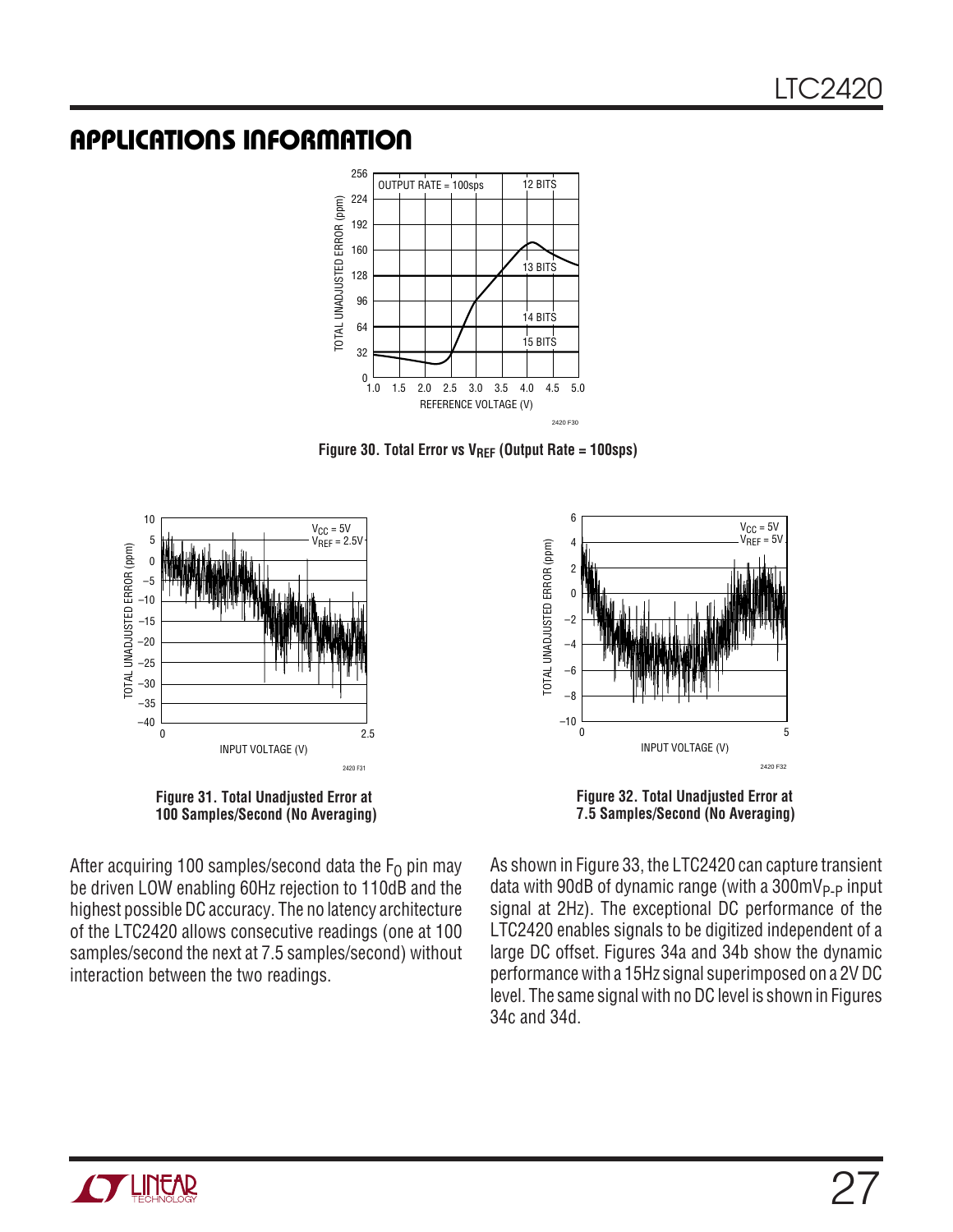## APPLICATIONS INFORMATION

Figure 30. Total Error vs $V_{REF}$ (Output Rate = 100sps)

Figure 31. Total Unadjusted Error at 100 Samples/Second (No Averaging)

Figure 32. Total Unadjusted Error at 7.5 Samples/Second (No Averaging)

After acquiring 100 samples/second data the $F_O$ pin may be driven LOW enabling 60Hz rejection to 110dB and the highest possible DC accuracy. The no latency architecture of the LTC2420 allows consecutive readings (one at 100 samples/second the next at 7.5 samples/second) without interaction between the two readings.

As shown in Figure 33, the LTC2420 can capture transient data with 90dB of dynamic range (with a $300mV_{P-P}$ input signal at 2Hz). The exceptional DC performance of the LTC2420 enables signals to be digitized independent of a large DC offset. Figures 34a and 34b show the dynamic performance with a 15Hz signal superimposed on a 2V DC level. The same signal with no DC level is shown in Figures 34c and 34d.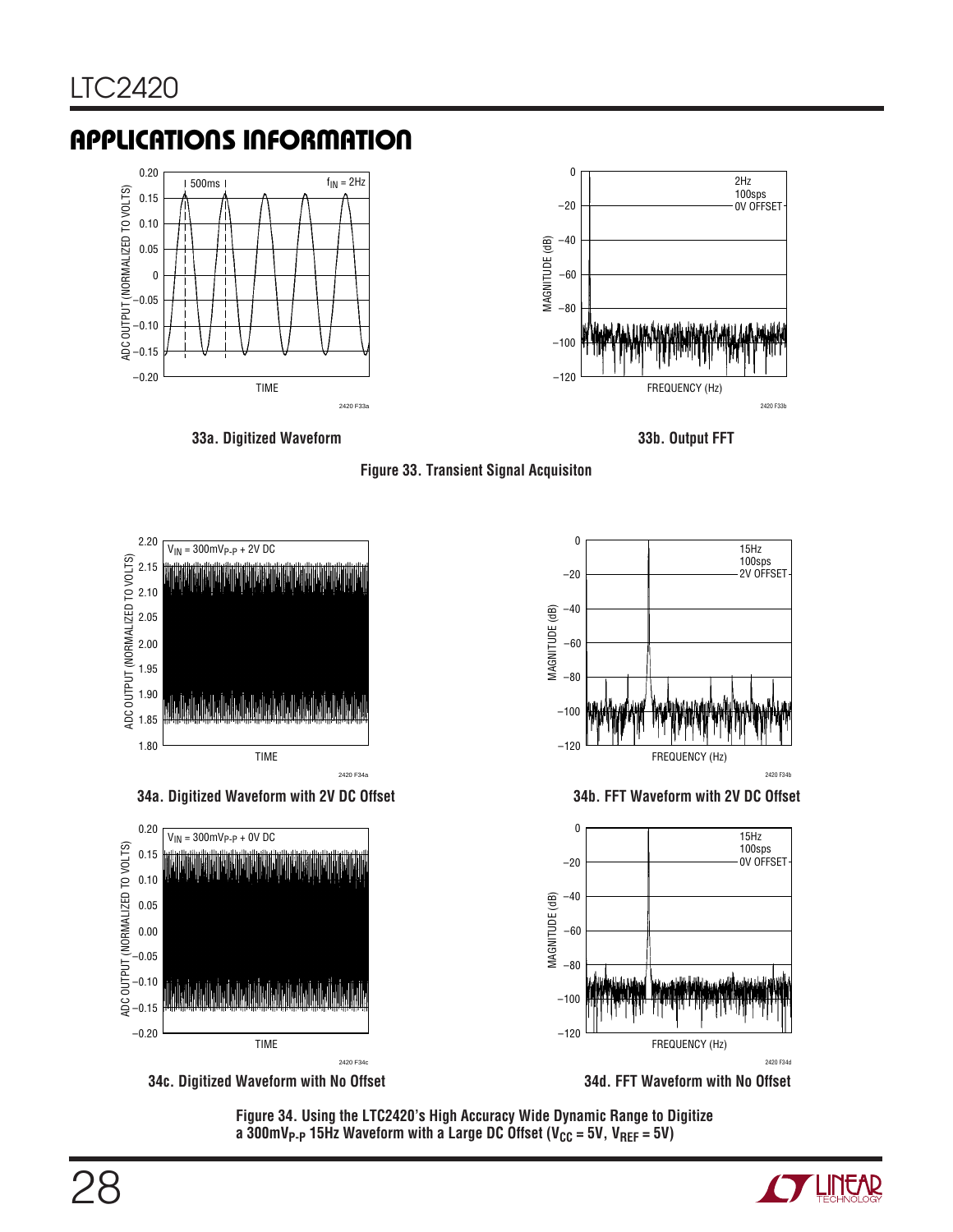## APPLICATIONS INFORMATION

33a. Digitized Waveform

33b. Output FFT

**Figure 33. Transient Signal Acquisiton**

34a. Digitized Waveform with 2V DC Offset

34b. FFT Waveform with 2V DC Offset

34c. Digitized Waveform with No Offset

34d. FFT Waveform with No Offset

**Figure 34. Using the LTC2420's High Accuracy Wide Dynamic Range to Digitize a 300mV$_{P-P}$ 15Hz Waveform with a Large DC Offset ($V_{CC}$ = 5V, $V_{REF}$ = 5V)**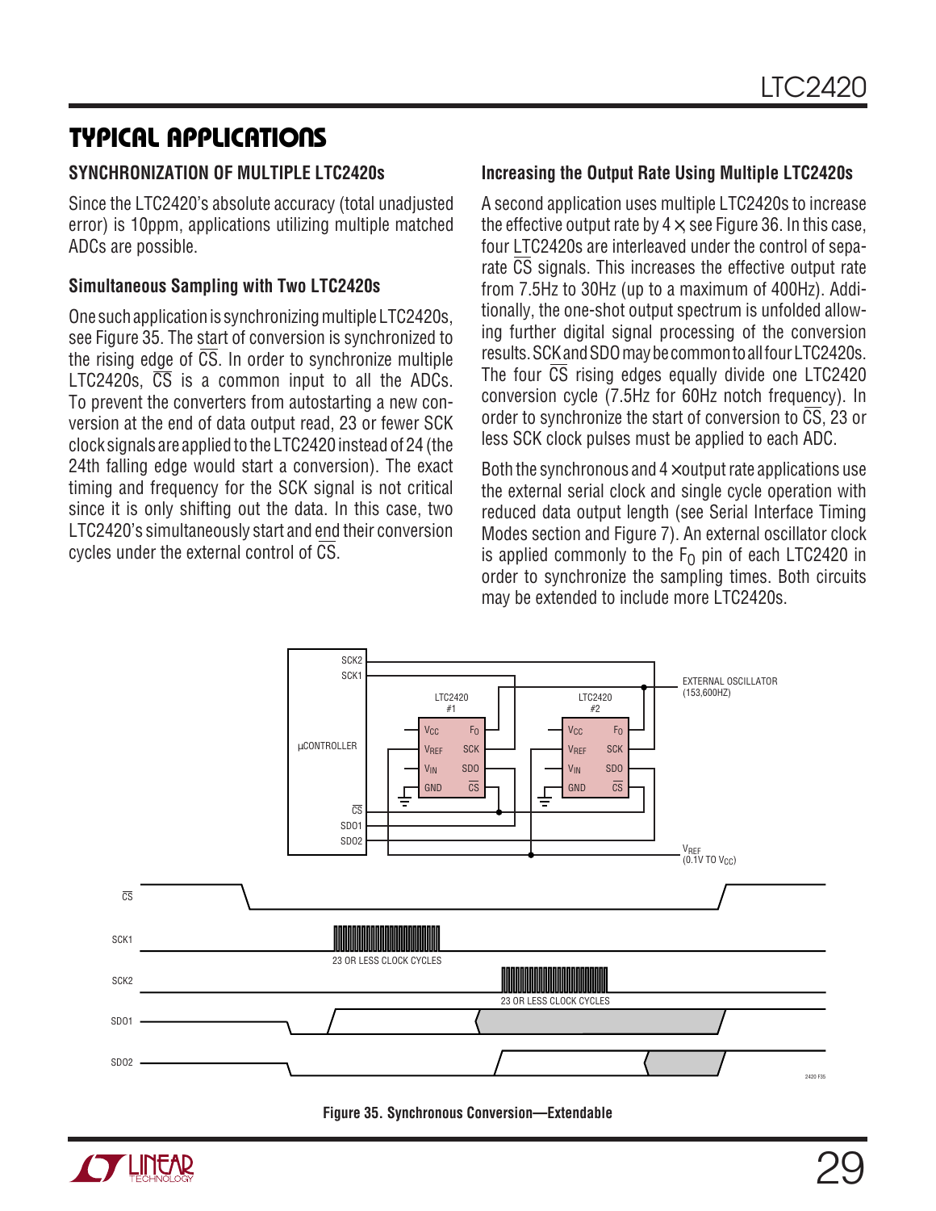## TYPICAL APPLICATIONS

### SYNCHRONIZATION OF MULTIPLE LTC2420s

Since the LTC2420's absolute accuracy (total unadjusted error) is 10ppm, applications utilizing multiple matched ADCs are possible.

### Simultaneous Sampling with Two LTC2420s

One such application is synchronizing multiple LTC2420s, see Figure 35. The start of conversion is synchronized to the rising edge of $\overline{CS}$. In order to synchronize multiple LTC2420s, $\overline{CS}$ is a common input to all the ADCs. To prevent the converters from autostarting a new conversion at the end of data output read, 23 or fewer SCK clock signals are applied to the LTC2420 instead of 24 (the 24th falling edge would start a conversion). The exact timing and frequency for the SCK signal is not critical since it is only shifting out the data. In this case, two LTC2420's simultaneously start and end their conversion cycles under the external control of $\overline{CS}$.

### Increasing the Output Rate Using Multiple LTC2420s

A second application uses multiple LTC2420s to increase the effective output rate by 4 ×, see Figure 36. In this case, four LTC2420s are interleaved under the control of separate $\overline{CS}$ signals. This increases the effective output rate from 7.5Hz to 30Hz (up to a maximum of 400Hz). Additionally, the one-shot output spectrum is unfolded allowing further digital signal processing of the conversion results. SCK and SDO may be common to all four LTC2420s. The four $\overline{CS}$ rising edges equally divide one LTC2420 conversion cycle (7.5Hz for 60Hz notch frequency). In order to synchronize the start of conversion to $\overline{CS}$, 23 or less SCK clock pulses must be applied to each ADC.

Both the synchronous and 4 × output rate applications use the external serial clock and single cycle operation with reduced data output length (see Serial Interface Timing Modes section and Figure 7). An external oscillator clock is applied commonly to the $F_O$ pin of each LTC2420 in order to synchronize the sampling times. Both circuits may be extended to include more LTC2420s.

Figure 35. Synchronous Conversion—Extendable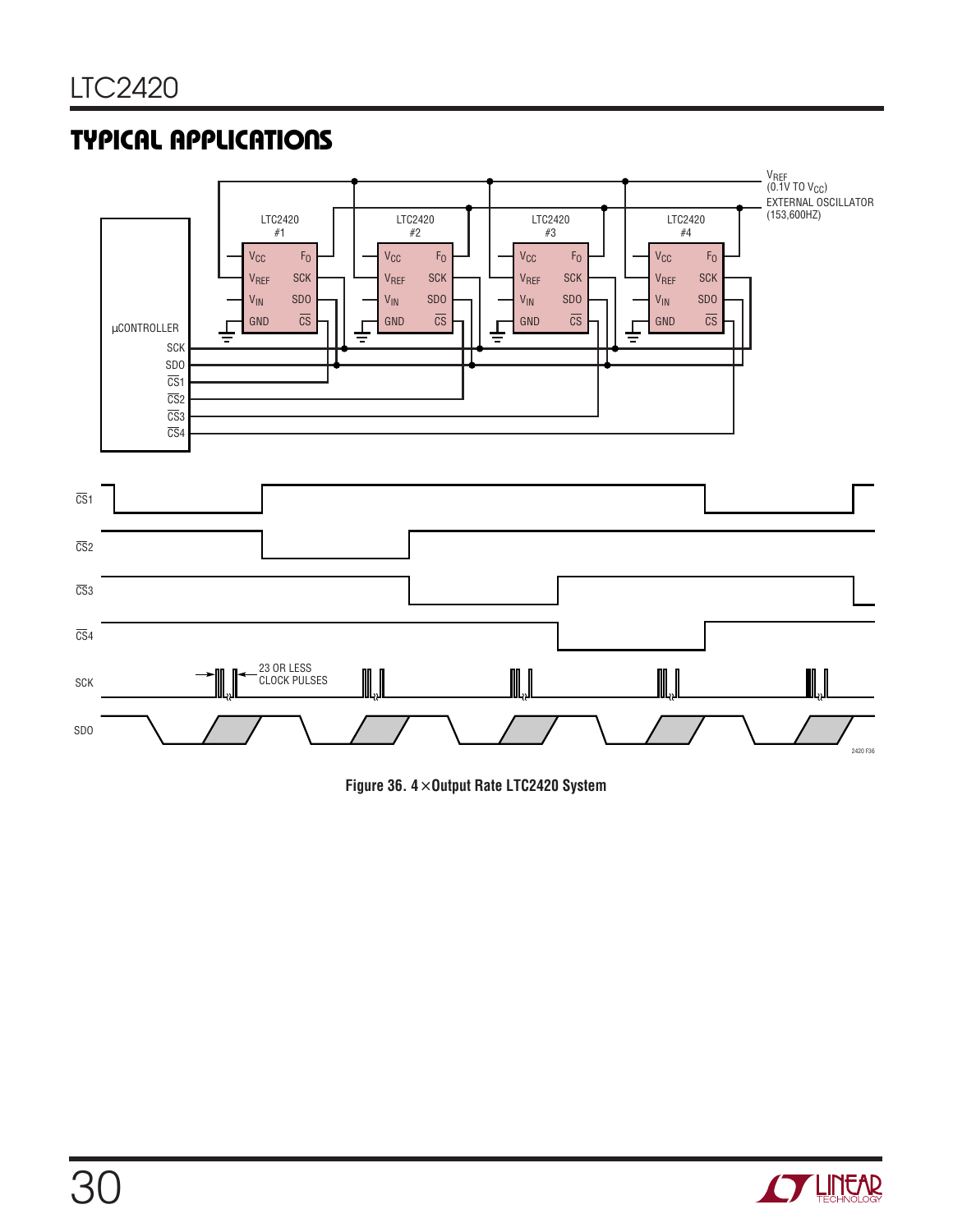## TYPICAL APPLICATIONS

Figure 36. 4 × Output Rate LTC2420 System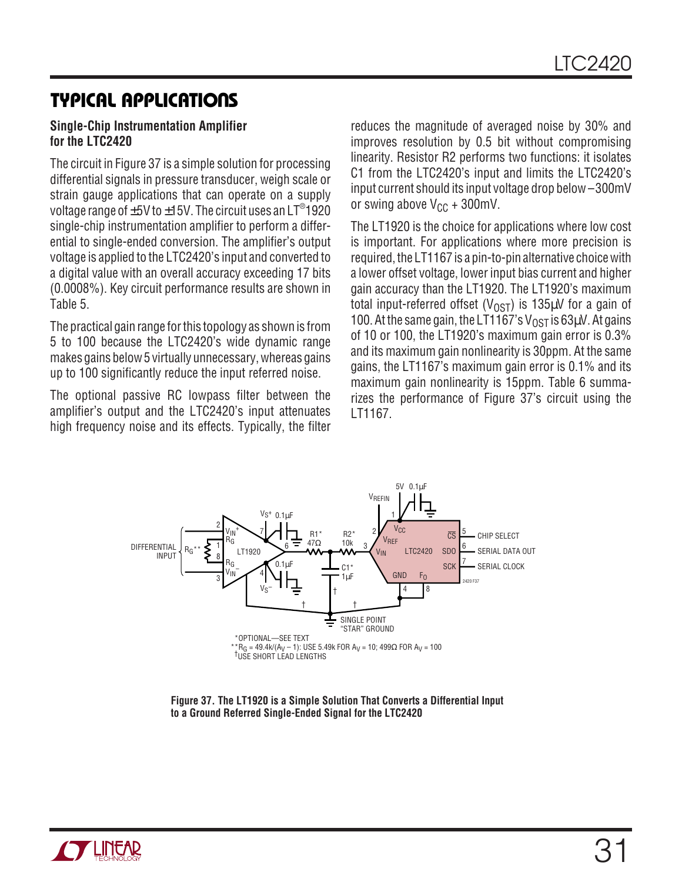## TYPICAL APPLICATIONS

**Single-Chip Instrumentation Amplifier for the LTC2420**

The circuit in Figure 37 is a simple solution for processing differential signals in pressure transducer, weigh scale or strain gauge applications that can operate on a supply voltage range of ±5V to ±15V. The circuit uses an LT®1920 single-chip instrumentation amplifier to perform a differential to single-ended conversion. The amplifier's output voltage is applied to the LTC2420's input and converted to a digital value with an overall accuracy exceeding 17 bits (0.0008%). Key circuit performance results are shown in Table 5.

The practical gain range for this topology as shown is from 5 to 100 because the LTC2420's wide dynamic range makes gains below 5 virtually unnecessary, whereas gains up to 100 significantly reduce the input referred noise.

The optional passive RC lowpass filter between the amplifier's output and the LTC2420's input attenuates high frequency noise and its effects. Typically, the filter reduces the magnitude of averaged noise by 30% and improves resolution by 0.5 bit without compromising linearity. Resistor R2 performs two functions: it isolates C1 from the LTC2420's input and limits the LTC2420's input current should its input voltage drop below –300mV or swing above $V_{CC}$ + 300mV.

The LT1920 is the choice for applications where low cost is important. For applications where more precision is required, the LT1167 is a pin-to-pin alternative choice with a lower offset voltage, lower input bias current and higher gain accuracy than the LT1920. The LT1920's maximum total input-referred offset ($V_{OST}$) is 135µV for a gain of 100. At the same gain, the LT1167's $V_{OST}$ is 63µV. At gains of 10 or 100, the LT1920's maximum gain error is 0.3% and its maximum gain nonlinearity is 30ppm. At the same gains, the LT1167's maximum gain error is 0.1% and its maximum gain nonlinearity is 15ppm. Table 6 summarizes the performance of Figure 37's circuit using the LT1167.

*OPTIONAL—SEE TEXT
**$R_G$ = 49.4k/($A_V$ – 1): USE 5.49k FOR $A_V$ = 10; 499Ω FOR $A_V$ = 100
†USE SHORT LEAD LENGTHS

**Figure 37. The LT1920 is a Simple Solution That Converts a Differential Input to a Ground Referred Single-Ended Signal for the LTC2420**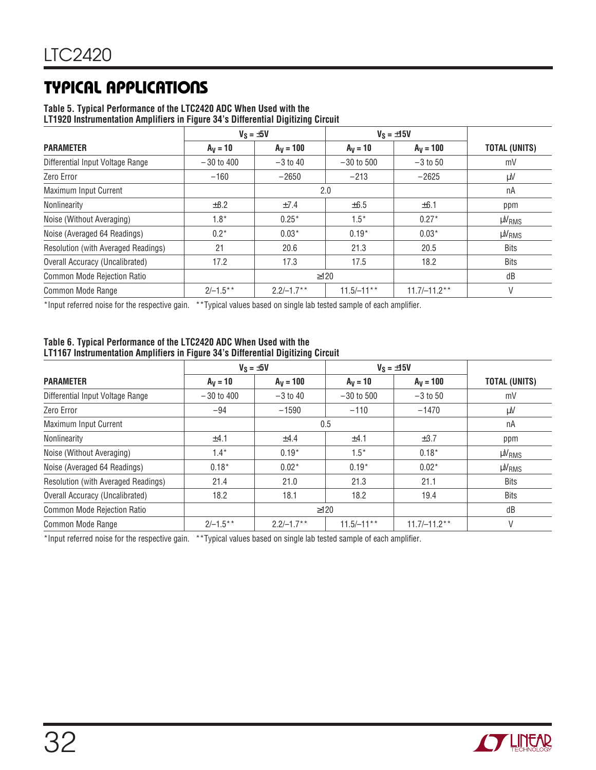## TYPICAL APPLICATIONS

**Table 5. Typical Performance of the LTC2420 ADC When Used with the LT1920 Instrumentation Amplifiers in Figure 34's Differential Digitizing Circuit**

| | $V_S = \pm 5V$ | | $V_S = \pm 15V$ | | |
|---|---|---|---|---|---|
| **PARAMETER** | **$A_V = 10$** | **$A_V = 100$** | **$A_V = 10$** | **$A_V = 100$** | **TOTAL (UNITS)** |
| Differential Input Voltage Range | −30 to 400 | −3 to 40 | −30 to 500 | −3 to 50 | mV |
| Zero Error | −160 | −2650 | −213 | −2625 | µV |
| Maximum Input Current | | 2.0 | | | nA |
| Nonlinearity | ±8.2 | ±7.4 | ±6.5 | ±6.1 | ppm |
| Noise (Without Averaging) | 1.8* | 0.25* | 1.5* | 0.27* | $\mu V_{RMS}$ |
| Noise (Averaged 64 Readings) | 0.2* | 0.03* | 0.19* | 0.03* | $\mu V_{RMS}$ |
| Resolution (with Averaged Readings) | 21 | 20.6 | 21.3 | 20.5 | Bits |
| Overall Accuracy (Uncalibrated) | 17.2 | 17.3 | 17.5 | 18.2 | Bits |
| Common Mode Rejection Ratio | | ≥120 | | | dB |
| Common Mode Range | 2/–1.5** | 2.2/–1.7** | 11.5/–11** | 11.7/–11.2** | V |

*Input referred noise for the respective gain. **Typical values based on single lab tested sample of each amplifier.

**Table 6. Typical Performance of the LTC2420 ADC When Used with the LT1167 Instrumentation Amplifiers in Figure 34's Differential Digitizing Circuit**

| | $V_S = \pm 5V$ | | $V_S = \pm 15V$ | | |
|---|---|---|---|---|---|
| **PARAMETER** | **$A_V = 10$** | **$A_V = 100$** | **$A_V = 10$** | **$A_V = 100$** | **TOTAL (UNITS)** |
| Differential Input Voltage Range | −30 to 400 | −3 to 40 | −30 to 500 | −3 to 50 | mV |
| Zero Error | −94 | −1590 | −110 | −1470 | µV |
| Maximum Input Current | | 0.5 | | | nA |
| Nonlinearity | ±4.1 | ±4.4 | ±4.1 | ±3.7 | ppm |
| Noise (Without Averaging) | 1.4* | 0.19* | 1.5* | 0.18* | $\mu V_{RMS}$ |
| Noise (Averaged 64 Readings) | 0.18* | 0.02* | 0.19* | 0.02* | $\mu V_{RMS}$ |
| Resolution (with Averaged Readings) | 21.4 | 21.0 | 21.3 | 21.1 | Bits |
| Overall Accuracy (Uncalibrated) | 18.2 | 18.1 | 18.2 | 19.4 | Bits |
| Common Mode Rejection Ratio | | ≥120 | | | dB |
| Common Mode Range | 2/–1.5** | 2.2/–1.7** | 11.5/–11** | 11.7/–11.2** | V |

*Input referred noise for the respective gain. **Typical values based on single lab tested sample of each amplifier.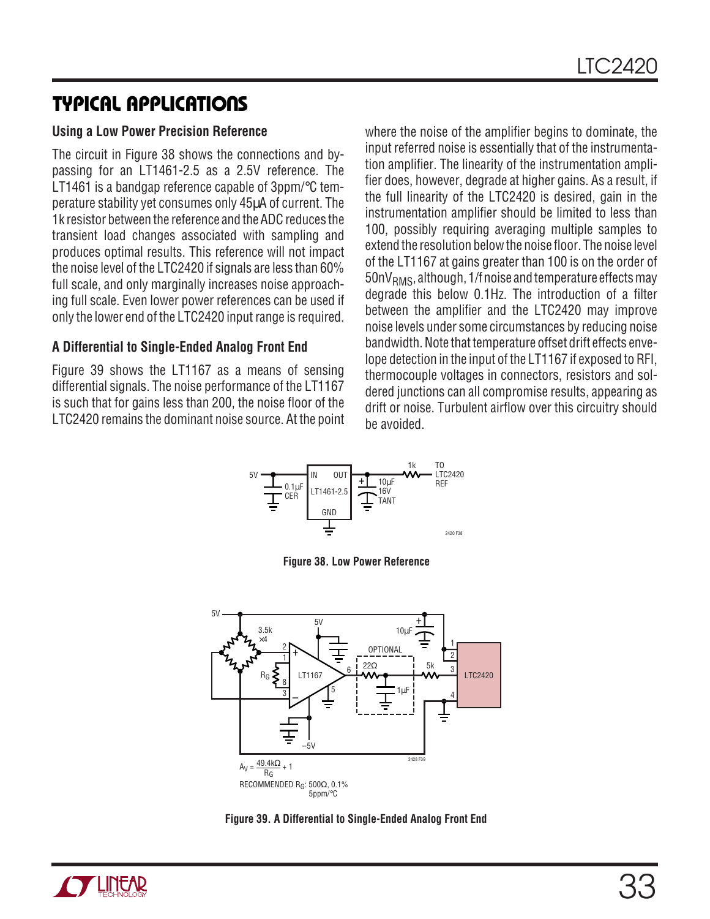## TYPICAL APPLICATIONS

### Using a Low Power Precision Reference

The circuit in Figure 38 shows the connections and bypassing for an LT1461-2.5 as a 2.5V reference. The LT1461 is a bandgap reference capable of 3ppm/°C temperature stability yet consumes only 45µA of current. The 1k resistor between the reference and the ADC reduces the transient load changes associated with sampling and produces optimal results. This reference will not impact the noise level of the LTC2420 if signals are less than 60% full scale, and only marginally increases noise approaching full scale. Even lower power references can be used if only the lower end of the LTC2420 input range is required.

### A Differential to Single-Ended Analog Front End

Figure 39 shows the LT1167 as a means of sensing differential signals. The noise performance of the LT1167 is such that for gains less than 200, the noise floor of the LTC2420 remains the dominant noise source. At the point where the noise of the amplifier begins to dominate, the input referred noise is essentially that of the instrumentation amplifier. The linearity of the instrumentation amplifier does, however, degrade at higher gains. As a result, if the full linearity of the LTC2420 is desired, gain in the instrumentation amplifier should be limited to less than 100, possibly requiring averaging multiple samples to extend the resolution below the noise floor. The noise level of the LT1167 at gains greater than 100 is on the order of $50nV_{RMS}$, although, 1/f noise and temperature effects may degrade this below 0.1Hz. The introduction of a filter between the amplifier and the LTC2420 may improve noise levels under some circumstances by reducing noise bandwidth. Note that temperature offset drift effects envelope detection in the input of the LT1167 if exposed to RFI, thermocouple voltages in connectors, resistors and soldered junctions can all compromise results, appearing as drift or noise. Turbulent airflow over this circuitry should be avoided.

**Figure 38. Low Power Reference**

$A_V = \frac{49.4k\Omega}{R_G} + 1$

RECOMMENDED $R_G$: 500Ω, 0.1% 5ppm/°C

**Figure 39. A Differential to Single-Ended Analog Front End**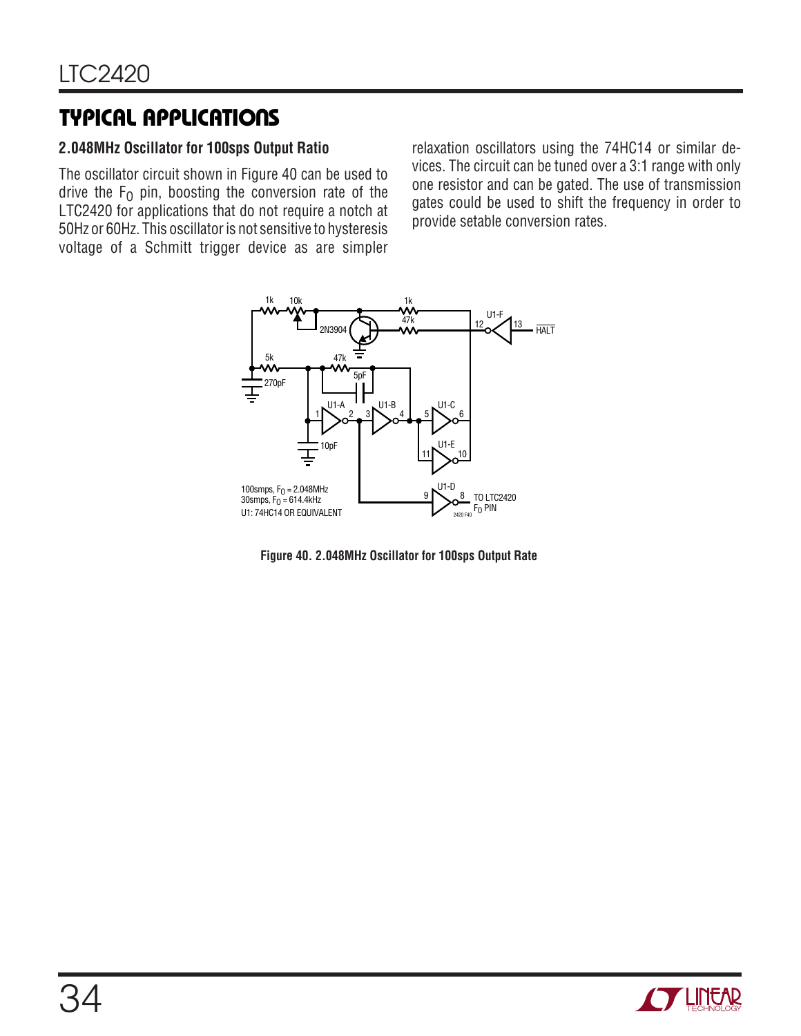## TYPICAL APPLICATIONS

### 2.048MHz Oscillator for 100sps Output Ratio

The oscillator circuit shown in Figure 40 can be used to drive the $F_O$ pin, boosting the conversion rate of the LTC2420 for applications that do not require a notch at 50Hz or 60Hz. This oscillator is not sensitive to hysteresis voltage of a Schmitt trigger device as are simpler relaxation oscillators using the 74HC14 or similar devices. The circuit can be tuned over a 3:1 range with only one resistor and can be gated. The use of transmission gates could be used to shift the frequency in order to provide setable conversion rates.

100smps, $F_O$ = 2.048MHz
30smps, $F_O$ = 614.4kHz
U1: 74HC14 OR EQUIVALENT

**Figure 40. 2.048MHz Oscillator for 100sps Output Rate**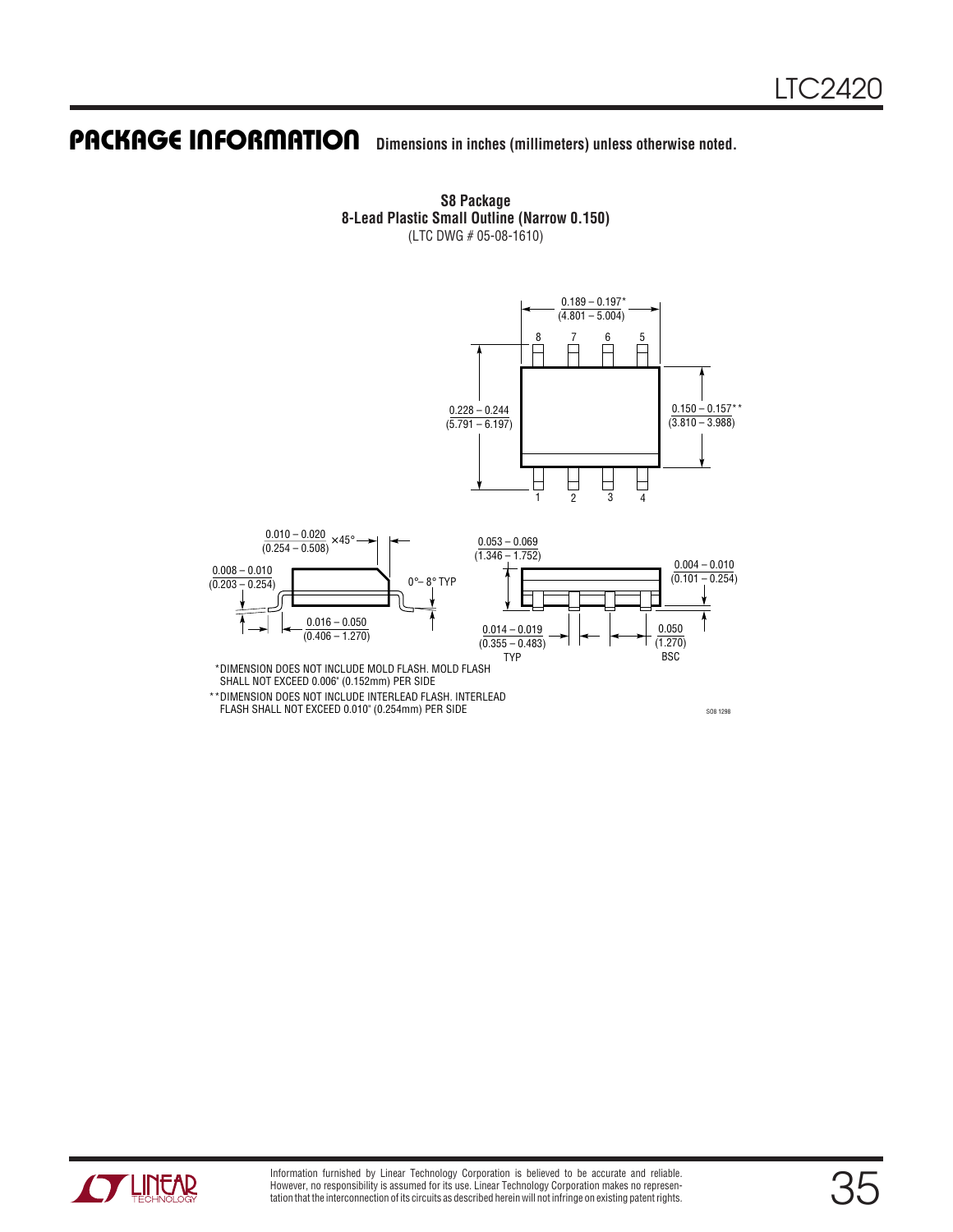## PACKAGE INFORMATION

**Dimensions in inches (millimeters) unless otherwise noted.**

**S8 Package**
**8-Lead Plastic Small Outline (Narrow 0.150)**
(LTC DWG # 05-08-1610)

0.189 – 0.197*
(4.801 – 5.004)

8 7 6 5

0.228 – 0.244
(5.791 – 6.197)

0.150 – 0.157**
(3.810 – 3.988)

1 2 3 4

0.010 – 0.020
(0.254 – 0.508) × 45°

0.008 – 0.010
(0.203 – 0.254)

0° – 8° TYP

0.016 – 0.050
(0.406 – 1.270)

0.053 – 0.069
(1.346 – 1.752)

0.004 – 0.010
(0.101 – 0.254)

0.014 – 0.019
(0.355 – 0.483)
TYP

0.050
(1.270)
BSC

*DIMENSION DOES NOT INCLUDE MOLD FLASH. MOLD FLASH SHALL NOT EXCEED 0.006" (0.152mm) PER SIDE

**DIMENSION DOES NOT INCLUDE INTERLEAD FLASH. INTERLEAD FLASH SHALL NOT EXCEED 0.010" (0.254mm) PER SIDE

SO8 1298

Information furnished by Linear Technology Corporation is believed to be accurate and reliable. However, no responsibility is assumed for its use. Linear Technology Corporation makes no representation that the interconnection of its circuits as described herein will not infringe on existing patent rights.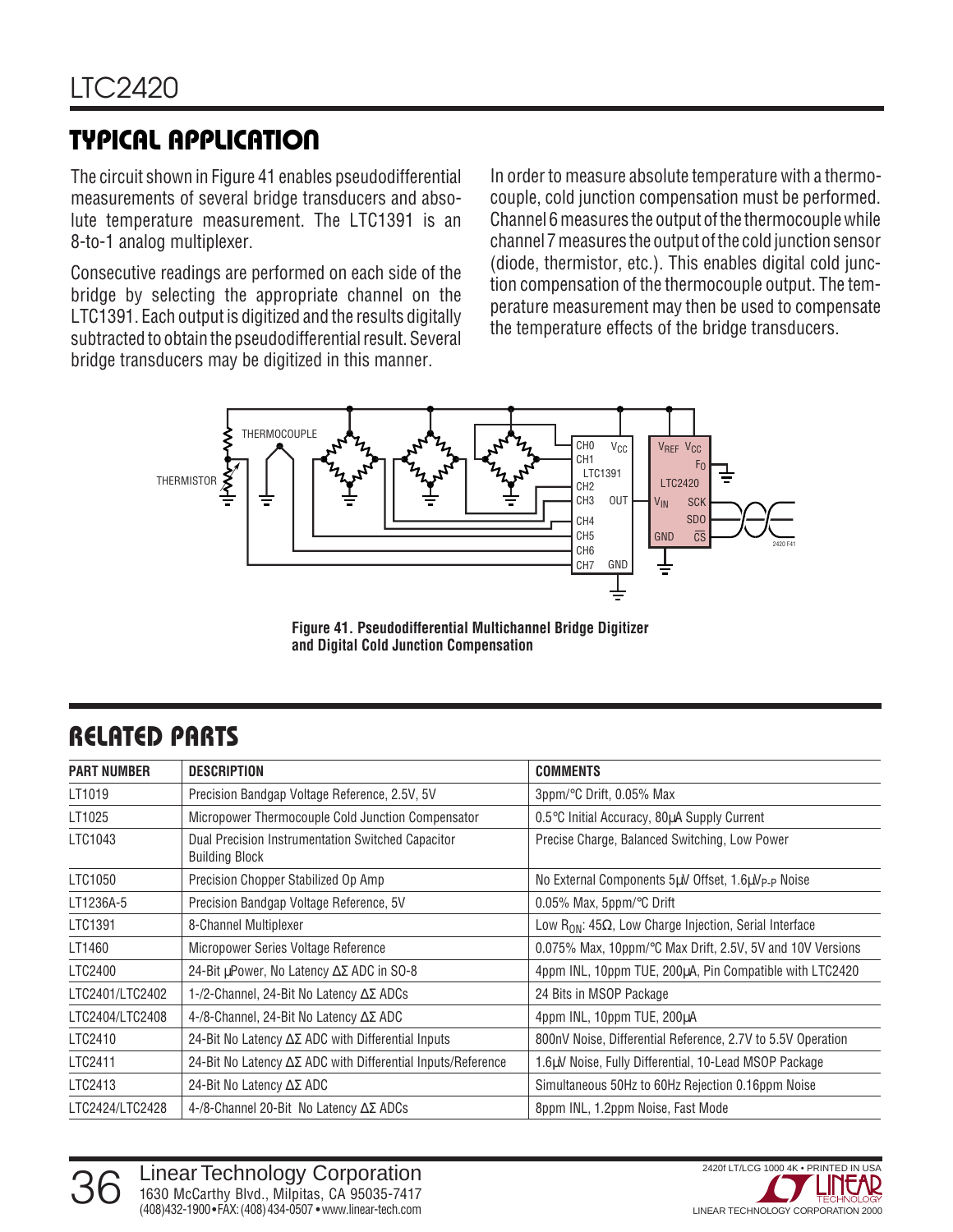## TYPICAL APPLICATION

The circuit shown in Figure 41 enables pseudodifferential measurements of several bridge transducers and absolute temperature measurement. The LTC1391 is an 8-to-1 analog multiplexer.

Consecutive readings are performed on each side of the bridge by selecting the appropriate channel on the LTC1391. Each output is digitized and the results digitally subtracted to obtain the pseudodifferential result. Several bridge transducers may be digitized in this manner.

In order to measure absolute temperature with a thermocouple, cold junction compensation must be performed. Channel 6 measures the output of the thermocouple while channel 7 measures the output of the cold junction sensor (diode, thermistor, etc.). This enables digital cold junction compensation of the thermocouple output. The temperature measurement may then be used to compensate the temperature effects of the bridge transducers.

THERMOCOUPLE
THERMISTOR
CH0
CH1
CH2
CH3
CH4
CH5
CH6
CH7
$V_{CC}$
LTC1391
OUT
GND
$V_{REF}$
$V_{CC}$
$F_O$
LTC2420
$V_{IN}$
SCK
SDO
GND
$\overline{CS}$
2420 F41

**Figure 41. Pseudodifferential Multichannel Bridge Digitizer and Digital Cold Junction Compensation**

## RELATED PARTS

| PART NUMBER | DESCRIPTION | COMMENTS |
|---|---|---|
| LT1019 | Precision Bandgap Voltage Reference, 2.5V, 5V | 3ppm/°C Drift, 0.05% Max |
| LT1025 | Micropower Thermocouple Cold Junction Compensator | 0.5°C Initial Accuracy, 80µA Supply Current |
| LTC1043 | Dual Precision Instrumentation Switched Capacitor Building Block | Precise Charge, Balanced Switching, Low Power |
| LTC1050 | Precision Chopper Stabilized Op Amp | No External Components 5µV Offset, 1.6µ$V_{P-P}$ Noise |
| LT1236A-5 | Precision Bandgap Voltage Reference, 5V | 0.05% Max, 5ppm/°C Drift |
| LTC1391 | 8-Channel Multiplexer | Low $R_{ON}$: 45Ω, Low Charge Injection, Serial Interface |
| LT1460 | Micropower Series Voltage Reference | 0.075% Max, 10ppm/°C Max Drift, 2.5V, 5V and 10V Versions |
| LTC2400 | 24-Bit µPower, No Latency ΔΣ ADC in SO-8 | 4ppm INL, 10ppm TUE, 200µA, Pin Compatible with LTC2420 |
| LTC2401/LTC2402 | 1-/2-Channel, 24-Bit No Latency ΔΣ ADCs | 24 Bits in MSOP Package |
| LTC2404/LTC2408 | 4-/8-Channel, 24-Bit No Latency ΔΣ ADC | 4ppm INL, 10ppm TUE, 200µA |
| LTC2410 | 24-Bit No Latency ΔΣ ADC with Differential Inputs | 800nV Noise, Differential Reference, 2.7V to 5.5V Operation |
| LTC2411 | 24-Bit No Latency ΔΣ ADC with Differential Inputs/Reference | 1.6µV Noise, Fully Differential, 10-Lead MSOP Package |
| LTC2413 | 24-Bit No Latency ΔΣ ADC | Simultaneous 50Hz to 60Hz Rejection 0.16ppm Noise |
| LTC2424/LTC2428 | 4-/8-Channel 20-Bit No Latency ΔΣ ADCs | 8ppm INL, 1.2ppm Noise, Fast Mode |

Linear Technology Corporation
1630 McCarthy Blvd., Milpitas, CA 95035-7417
(408)432-1900 • FAX: (408) 434-0507 • www.linear-tech.com

2420f LT/LCG 1000 4K • PRINTED IN USA
© LINEAR TECHNOLOGY CORPORATION 2000